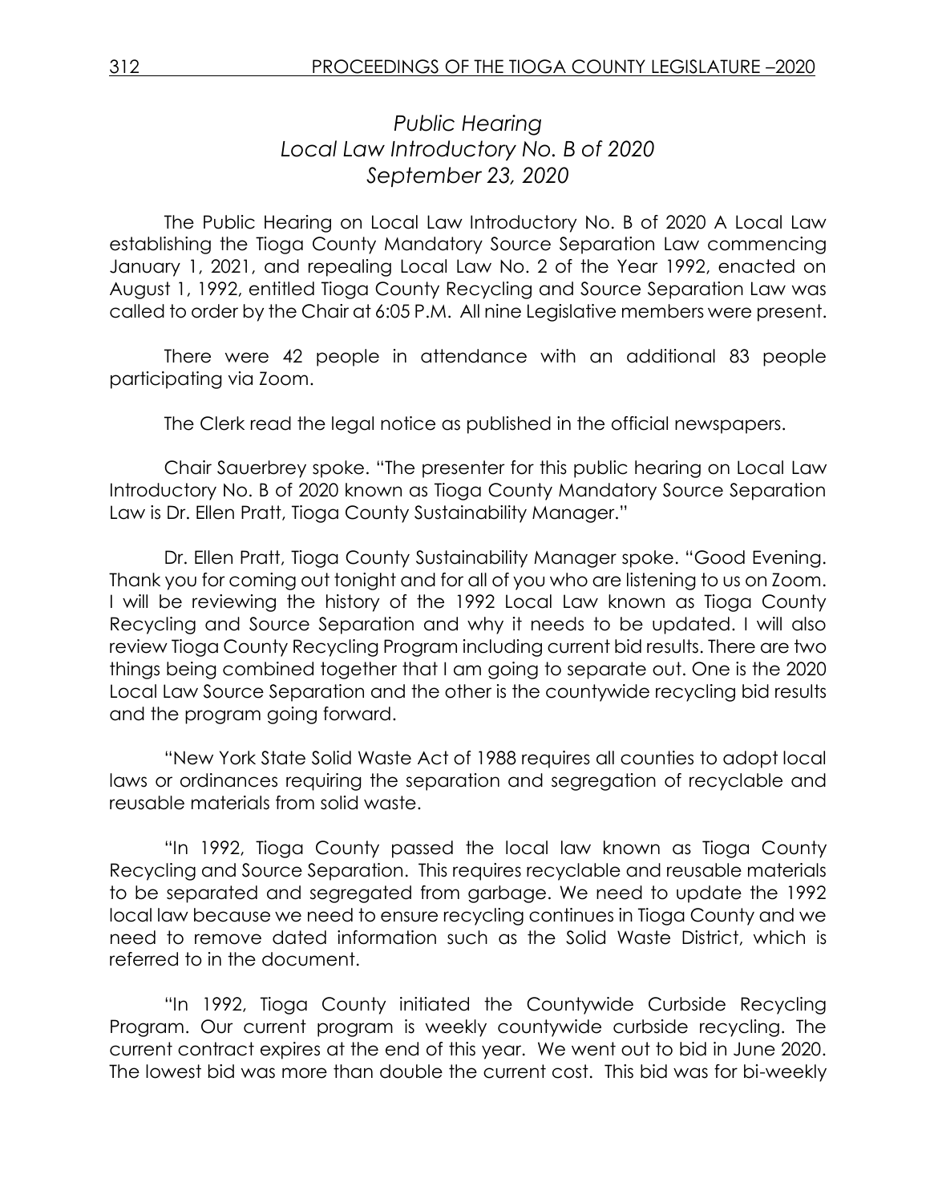*Public Hearing*
*Local Law Introductory No. B of 2020*
*September 23, 2020*

The Public Hearing on Local Law Introductory No. B of 2020 A Local Law establishing the Tioga County Mandatory Source Separation Law commencing January 1, 2021, and repealing Local Law No. 2 of the Year 1992, enacted on August 1, 1992, entitled Tioga County Recycling and Source Separation Law was called to order by the Chair at 6:05 P.M. All nine Legislative members were present.

There were 42 people in attendance with an additional 83 people participating via Zoom.

The Clerk read the legal notice as published in the official newspapers.

Chair Sauerbrey spoke. "The presenter for this public hearing on Local Law Introductory No. B of 2020 known as Tioga County Mandatory Source Separation Law is Dr. Ellen Pratt, Tioga County Sustainability Manager."

Dr. Ellen Pratt, Tioga County Sustainability Manager spoke. "Good Evening. Thank you for coming out tonight and for all of you who are listening to us on Zoom. I will be reviewing the history of the 1992 Local Law known as Tioga County Recycling and Source Separation and why it needs to be updated. I will also review Tioga County Recycling Program including current bid results. There are two things being combined together that I am going to separate out. One is the 2020 Local Law Source Separation and the other is the countywide recycling bid results and the program going forward.

"New York State Solid Waste Act of 1988 requires all counties to adopt local laws or ordinances requiring the separation and segregation of recyclable and reusable materials from solid waste.

"In 1992, Tioga County passed the local law known as Tioga County Recycling and Source Separation. This requires recyclable and reusable materials to be separated and segregated from garbage. We need to update the 1992 local law because we need to ensure recycling continues in Tioga County and we need to remove dated information such as the Solid Waste District, which is referred to in the document.

"In 1992, Tioga County initiated the Countywide Curbside Recycling Program. Our current program is weekly countywide curbside recycling. The current contract expires at the end of this year. We went out to bid in June 2020. The lowest bid was more than double the current cost. This bid was for bi-weekly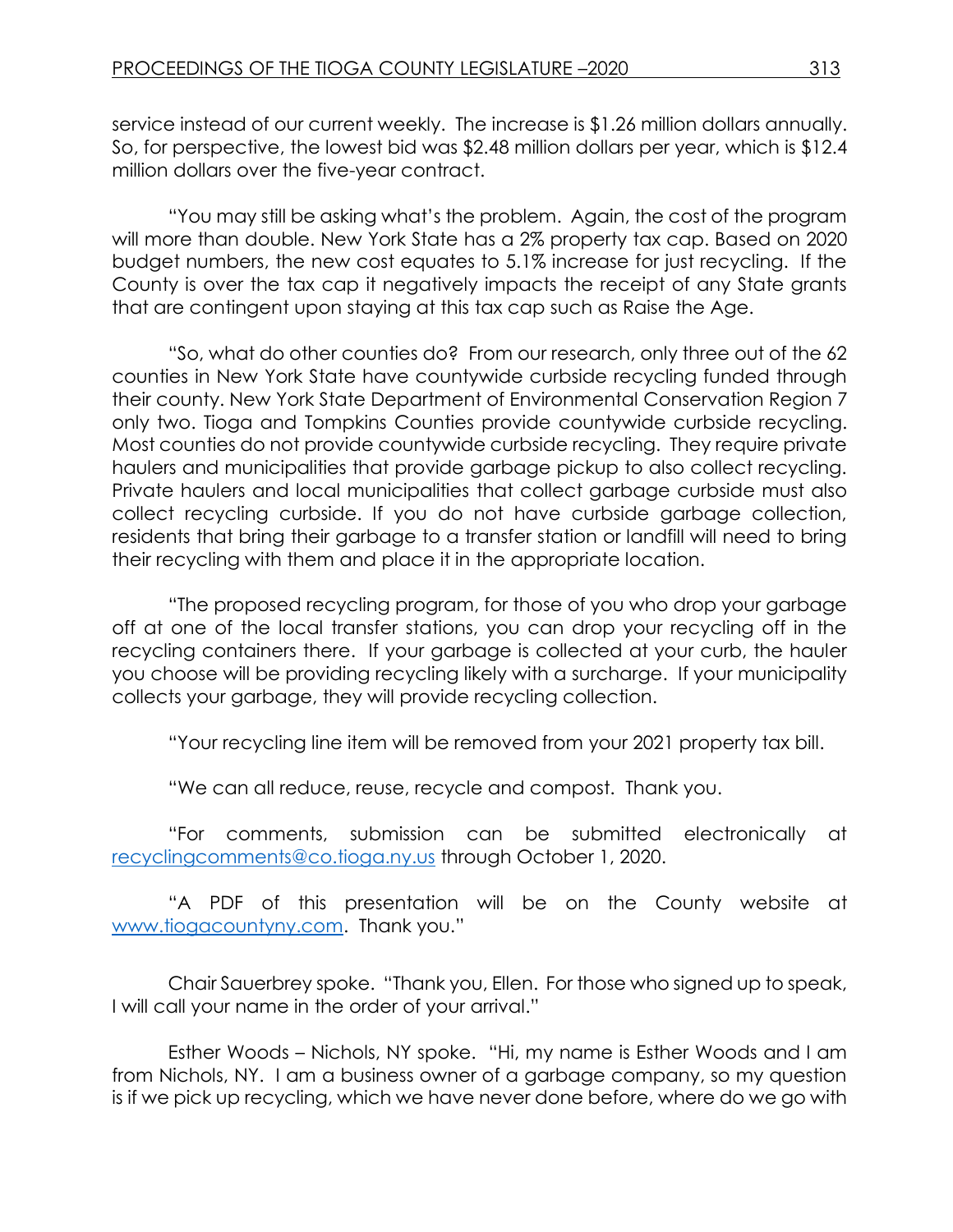service instead of our current weekly. The increase is $1.26 million dollars annually. So, for perspective, the lowest bid was $2.48 million dollars per year, which is $12.4 million dollars over the five-year contract.

"You may still be asking what's the problem. Again, the cost of the program will more than double. New York State has a 2% property tax cap. Based on 2020 budget numbers, the new cost equates to 5.1% increase for just recycling. If the County is over the tax cap it negatively impacts the receipt of any State grants that are contingent upon staying at this tax cap such as Raise the Age.

"So, what do other counties do? From our research, only three out of the 62 counties in New York State have countywide curbside recycling funded through their county. New York State Department of Environmental Conservation Region 7 only two. Tioga and Tompkins Counties provide countywide curbside recycling. Most counties do not provide countywide curbside recycling. They require private haulers and municipalities that provide garbage pickup to also collect recycling. Private haulers and local municipalities that collect garbage curbside must also collect recycling curbside. If you do not have curbside garbage collection, residents that bring their garbage to a transfer station or landfill will need to bring their recycling with them and place it in the appropriate location.

"The proposed recycling program, for those of you who drop your garbage off at one of the local transfer stations, you can drop your recycling off in the recycling containers there. If your garbage is collected at your curb, the hauler you choose will be providing recycling likely with a surcharge. If your municipality collects your garbage, they will provide recycling collection.

"Your recycling line item will be removed from your 2021 property tax bill.

"We can all reduce, reuse, recycle and compost. Thank you.

"For comments, submission can be submitted electronically at recyclingcomments@co.tioga.ny.us through October 1, 2020.

"A PDF of this presentation will be on the County website at www.tiogacountyny.com. Thank you."

Chair Sauerbrey spoke. "Thank you, Ellen. For those who signed up to speak, I will call your name in the order of your arrival."

Esther Woods – Nichols, NY spoke. "Hi, my name is Esther Woods and I am from Nichols, NY. I am a business owner of a garbage company, so my question is if we pick up recycling, which we have never done before, where do we go with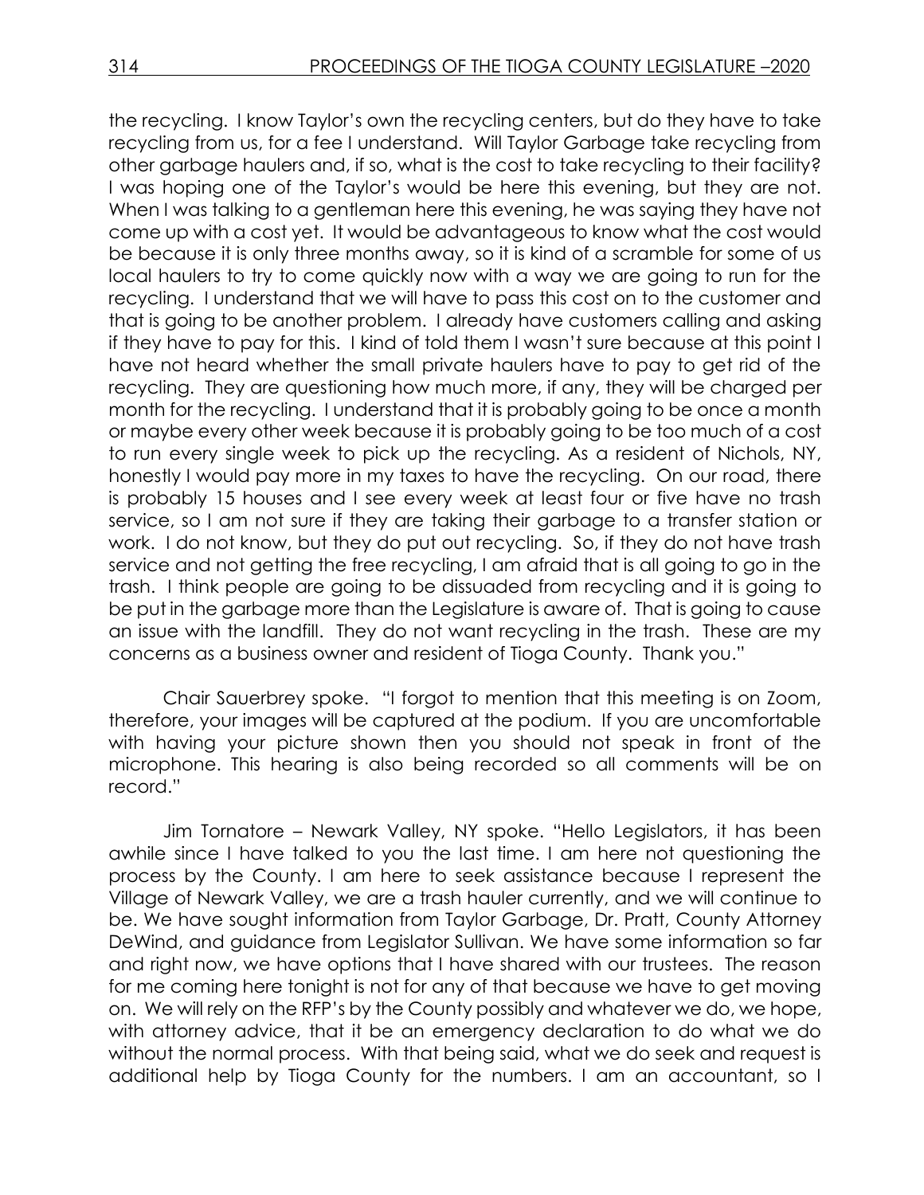the recycling. I know Taylor's own the recycling centers, but do they have to take recycling from us, for a fee I understand. Will Taylor Garbage take recycling from other garbage haulers and, if so, what is the cost to take recycling to their facility? I was hoping one of the Taylor's would be here this evening, but they are not. When I was talking to a gentleman here this evening, he was saying they have not come up with a cost yet. It would be advantageous to know what the cost would be because it is only three months away, so it is kind of a scramble for some of us local haulers to try to come quickly now with a way we are going to run for the recycling. I understand that we will have to pass this cost on to the customer and that is going to be another problem. I already have customers calling and asking if they have to pay for this. I kind of told them I wasn't sure because at this point I have not heard whether the small private haulers have to pay to get rid of the recycling. They are questioning how much more, if any, they will be charged per month for the recycling. I understand that it is probably going to be once a month or maybe every other week because it is probably going to be too much of a cost to run every single week to pick up the recycling. As a resident of Nichols, NY, honestly I would pay more in my taxes to have the recycling. On our road, there is probably 15 houses and I see every week at least four or five have no trash service, so I am not sure if they are taking their garbage to a transfer station or work. I do not know, but they do put out recycling. So, if they do not have trash service and not getting the free recycling, I am afraid that is all going to go in the trash. I think people are going to be dissuaded from recycling and it is going to be put in the garbage more than the Legislature is aware of. That is going to cause an issue with the landfill. They do not want recycling in the trash. These are my concerns as a business owner and resident of Tioga County. Thank you."

Chair Sauerbrey spoke. "I forgot to mention that this meeting is on Zoom, therefore, your images will be captured at the podium. If you are uncomfortable with having your picture shown then you should not speak in front of the microphone. This hearing is also being recorded so all comments will be on record."

Jim Tornatore – Newark Valley, NY spoke. "Hello Legislators, it has been awhile since I have talked to you the last time. I am here not questioning the process by the County. I am here to seek assistance because I represent the Village of Newark Valley, we are a trash hauler currently, and we will continue to be. We have sought information from Taylor Garbage, Dr. Pratt, County Attorney DeWind, and guidance from Legislator Sullivan. We have some information so far and right now, we have options that I have shared with our trustees. The reason for me coming here tonight is not for any of that because we have to get moving on. We will rely on the RFP's by the County possibly and whatever we do, we hope, with attorney advice, that it be an emergency declaration to do what we do without the normal process. With that being said, what we do seek and request is additional help by Tioga County for the numbers. I am an accountant, so I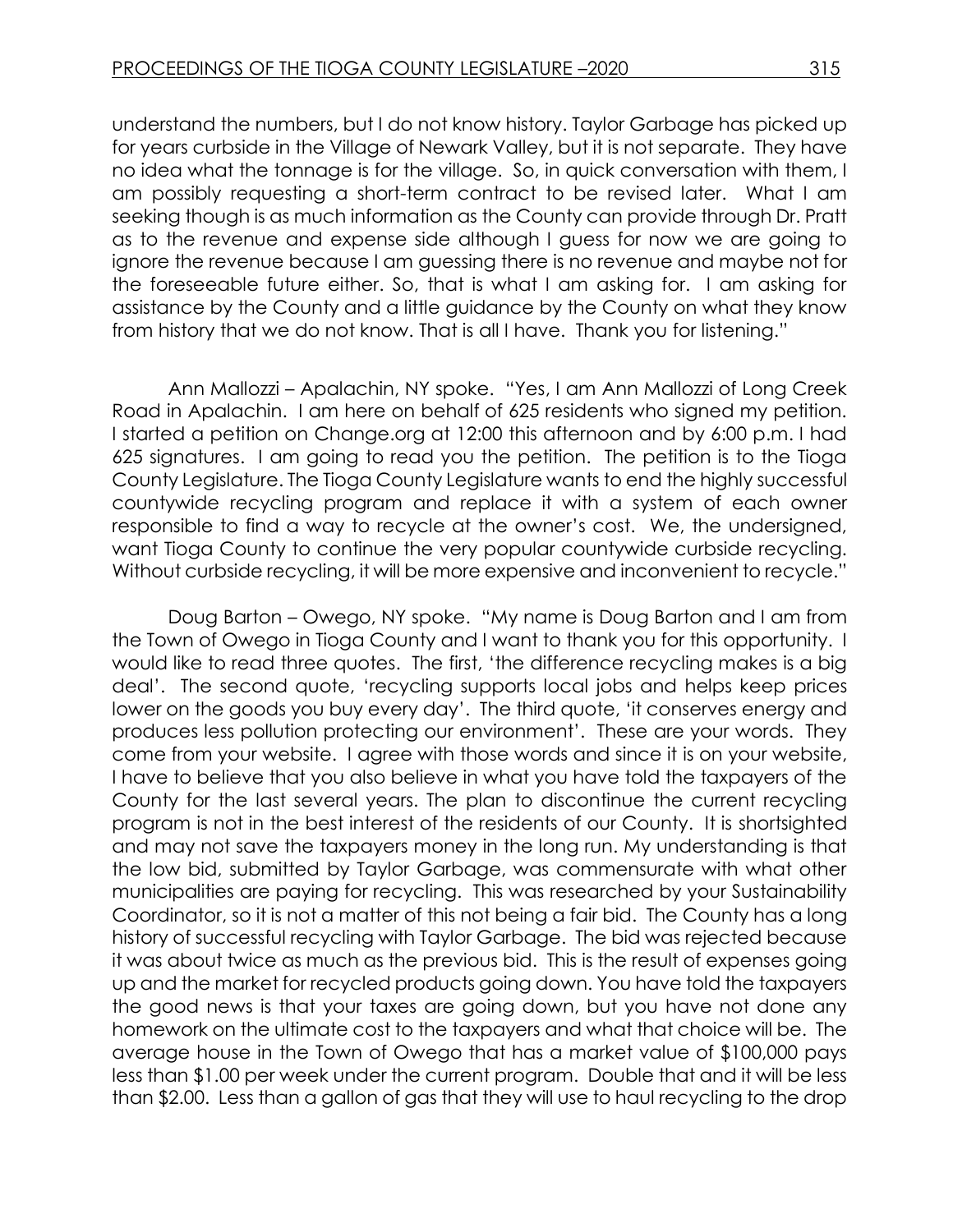understand the numbers, but I do not know history. Taylor Garbage has picked up for years curbside in the Village of Newark Valley, but it is not separate. They have no idea what the tonnage is for the village. So, in quick conversation with them, I am possibly requesting a short-term contract to be revised later. What I am seeking though is as much information as the County can provide through Dr. Pratt as to the revenue and expense side although I guess for now we are going to ignore the revenue because I am guessing there is no revenue and maybe not for the foreseeable future either. So, that is what I am asking for. I am asking for assistance by the County and a little guidance by the County on what they know from history that we do not know. That is all I have. Thank you for listening."

Ann Mallozzi – Apalachin, NY spoke. "Yes, I am Ann Mallozzi of Long Creek Road in Apalachin. I am here on behalf of 625 residents who signed my petition. I started a petition on Change.org at 12:00 this afternoon and by 6:00 p.m. I had 625 signatures. I am going to read you the petition. The petition is to the Tioga County Legislature. The Tioga County Legislature wants to end the highly successful countywide recycling program and replace it with a system of each owner responsible to find a way to recycle at the owner's cost. We, the undersigned, want Tioga County to continue the very popular countywide curbside recycling. Without curbside recycling, it will be more expensive and inconvenient to recycle."

Doug Barton – Owego, NY spoke. "My name is Doug Barton and I am from the Town of Owego in Tioga County and I want to thank you for this opportunity. I would like to read three quotes. The first, 'the difference recycling makes is a big deal'. The second quote, 'recycling supports local jobs and helps keep prices lower on the goods you buy every day'. The third quote, 'it conserves energy and produces less pollution protecting our environment'. These are your words. They come from your website. I agree with those words and since it is on your website, I have to believe that you also believe in what you have told the taxpayers of the County for the last several years. The plan to discontinue the current recycling program is not in the best interest of the residents of our County. It is shortsighted and may not save the taxpayers money in the long run. My understanding is that the low bid, submitted by Taylor Garbage, was commensurate with what other municipalities are paying for recycling. This was researched by your Sustainability Coordinator, so it is not a matter of this not being a fair bid. The County has a long history of successful recycling with Taylor Garbage. The bid was rejected because it was about twice as much as the previous bid. This is the result of expenses going up and the market for recycled products going down. You have told the taxpayers the good news is that your taxes are going down, but you have not done any homework on the ultimate cost to the taxpayers and what that choice will be. The average house in the Town of Owego that has a market value of $100,000 pays less than $1.00 per week under the current program. Double that and it will be less than $2.00. Less than a gallon of gas that they will use to haul recycling to the drop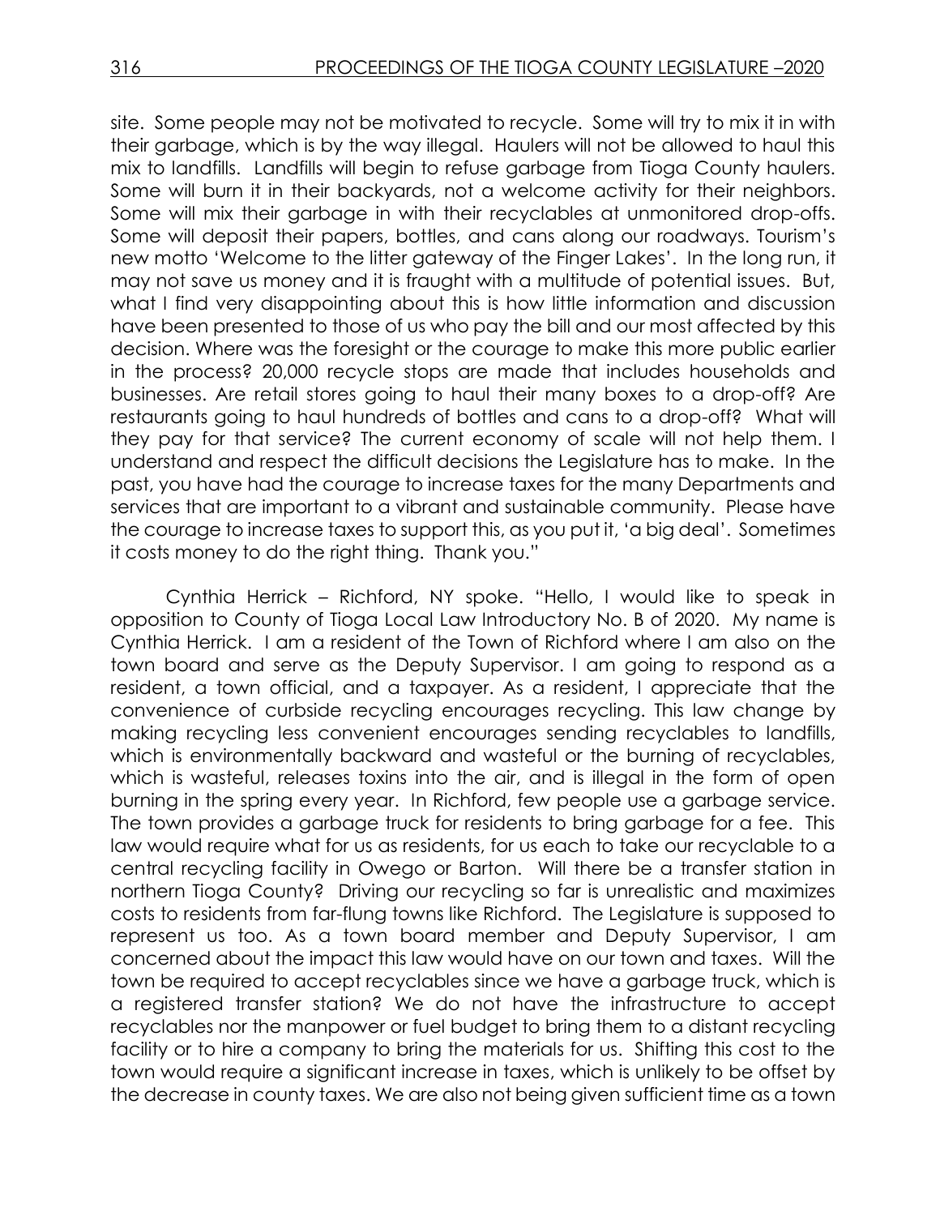site. Some people may not be motivated to recycle. Some will try to mix it in with their garbage, which is by the way illegal. Haulers will not be allowed to haul this mix to landfills. Landfills will begin to refuse garbage from Tioga County haulers. Some will burn it in their backyards, not a welcome activity for their neighbors. Some will mix their garbage in with their recyclables at unmonitored drop-offs. Some will deposit their papers, bottles, and cans along our roadways. Tourism's new motto 'Welcome to the litter gateway of the Finger Lakes'. In the long run, it may not save us money and it is fraught with a multitude of potential issues. But, what I find very disappointing about this is how little information and discussion have been presented to those of us who pay the bill and our most affected by this decision. Where was the foresight or the courage to make this more public earlier in the process? 20,000 recycle stops are made that includes households and businesses. Are retail stores going to haul their many boxes to a drop-off? Are restaurants going to haul hundreds of bottles and cans to a drop-off? What will they pay for that service? The current economy of scale will not help them. I understand and respect the difficult decisions the Legislature has to make. In the past, you have had the courage to increase taxes for the many Departments and services that are important to a vibrant and sustainable community. Please have the courage to increase taxes to support this, as you put it, 'a big deal'. Sometimes it costs money to do the right thing. Thank you."

Cynthia Herrick – Richford, NY spoke. "Hello, I would like to speak in opposition to County of Tioga Local Law Introductory No. B of 2020. My name is Cynthia Herrick. I am a resident of the Town of Richford where I am also on the town board and serve as the Deputy Supervisor. I am going to respond as a resident, a town official, and a taxpayer. As a resident, I appreciate that the convenience of curbside recycling encourages recycling. This law change by making recycling less convenient encourages sending recyclables to landfills, which is environmentally backward and wasteful or the burning of recyclables, which is wasteful, releases toxins into the air, and is illegal in the form of open burning in the spring every year. In Richford, few people use a garbage service. The town provides a garbage truck for residents to bring garbage for a fee. This law would require what for us as residents, for us each to take our recyclable to a central recycling facility in Owego or Barton. Will there be a transfer station in northern Tioga County? Driving our recycling so far is unrealistic and maximizes costs to residents from far-flung towns like Richford. The Legislature is supposed to represent us too. As a town board member and Deputy Supervisor, I am concerned about the impact this law would have on our town and taxes. Will the town be required to accept recyclables since we have a garbage truck, which is a registered transfer station? We do not have the infrastructure to accept recyclables nor the manpower or fuel budget to bring them to a distant recycling facility or to hire a company to bring the materials for us. Shifting this cost to the town would require a significant increase in taxes, which is unlikely to be offset by the decrease in county taxes. We are also not being given sufficient time as a town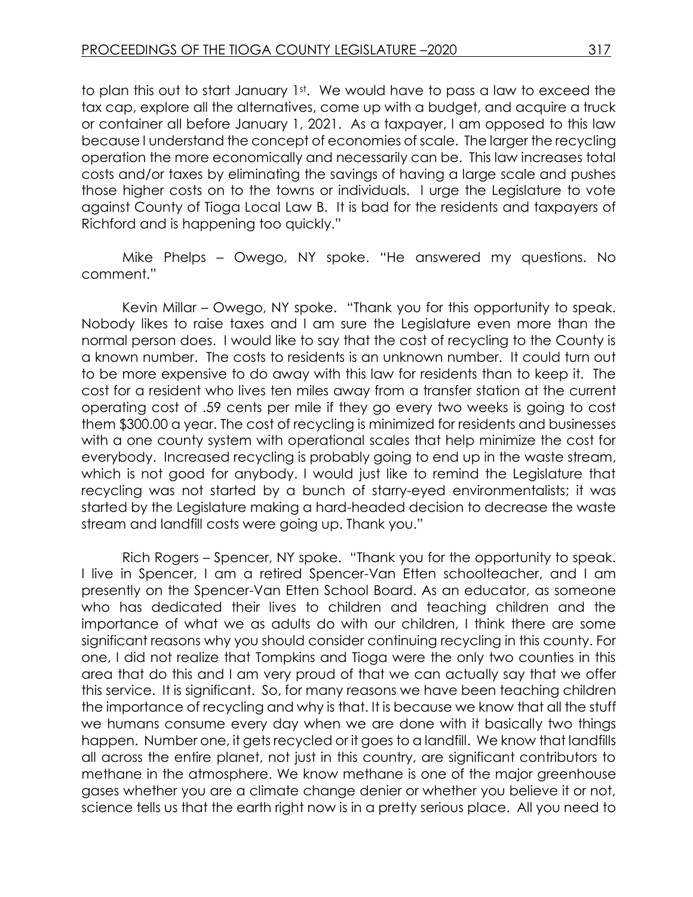to plan this out to start January 1st. We would have to pass a law to exceed the tax cap, explore all the alternatives, come up with a budget, and acquire a truck or container all before January 1, 2021. As a taxpayer, I am opposed to this law because I understand the concept of economies of scale. The larger the recycling operation the more economically and necessarily can be. This law increases total costs and/or taxes by eliminating the savings of having a large scale and pushes those higher costs on to the towns or individuals. I urge the Legislature to vote against County of Tioga Local Law B. It is bad for the residents and taxpayers of Richford and is happening too quickly."

Mike Phelps – Owego, NY spoke. "He answered my questions. No comment."

Kevin Millar – Owego, NY spoke. "Thank you for this opportunity to speak. Nobody likes to raise taxes and I am sure the Legislature even more than the normal person does. I would like to say that the cost of recycling to the County is a known number. The costs to residents is an unknown number. It could turn out to be more expensive to do away with this law for residents than to keep it. The cost for a resident who lives ten miles away from a transfer station at the current operating cost of .59 cents per mile if they go every two weeks is going to cost them $300.00 a year. The cost of recycling is minimized for residents and businesses with a one county system with operational scales that help minimize the cost for everybody. Increased recycling is probably going to end up in the waste stream, which is not good for anybody. I would just like to remind the Legislature that recycling was not started by a bunch of starry-eyed environmentalists; it was started by the Legislature making a hard-headed decision to decrease the waste stream and landfill costs were going up. Thank you."

Rich Rogers – Spencer, NY spoke. "Thank you for the opportunity to speak. I live in Spencer, I am a retired Spencer-Van Etten schoolteacher, and I am presently on the Spencer-Van Etten School Board. As an educator, as someone who has dedicated their lives to children and teaching children and the importance of what we as adults do with our children, I think there are some significant reasons why you should consider continuing recycling in this county. For one, I did not realize that Tompkins and Tioga were the only two counties in this area that do this and I am very proud of that we can actually say that we offer this service. It is significant. So, for many reasons we have been teaching children the importance of recycling and why is that. It is because we know that all the stuff we humans consume every day when we are done with it basically two things happen. Number one, it gets recycled or it goes to a landfill. We know that landfills all across the entire planet, not just in this country, are significant contributors to methane in the atmosphere. We know methane is one of the major greenhouse gases whether you are a climate change denier or whether you believe it or not, science tells us that the earth right now is in a pretty serious place. All you need to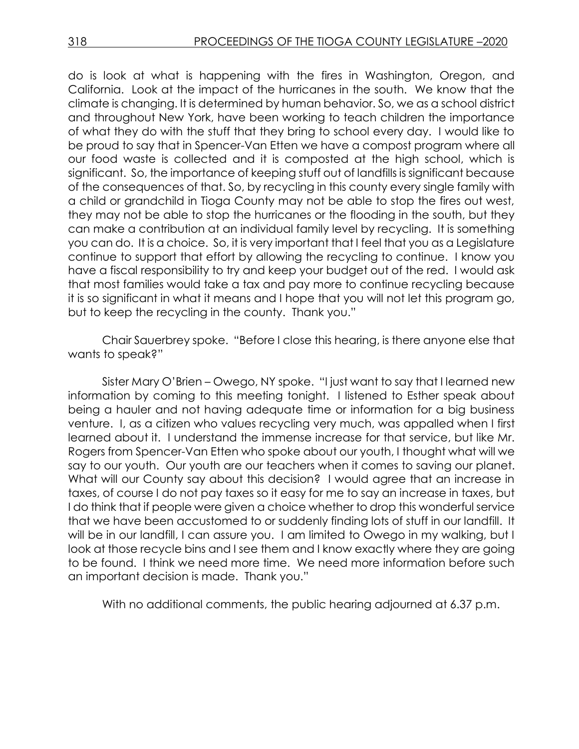do is look at what is happening with the fires in Washington, Oregon, and California. Look at the impact of the hurricanes in the south. We know that the climate is changing. It is determined by human behavior. So, we as a school district and throughout New York, have been working to teach children the importance of what they do with the stuff that they bring to school every day. I would like to be proud to say that in Spencer-Van Etten we have a compost program where all our food waste is collected and it is composted at the high school, which is significant. So, the importance of keeping stuff out of landfills is significant because of the consequences of that. So, by recycling in this county every single family with a child or grandchild in Tioga County may not be able to stop the fires out west, they may not be able to stop the hurricanes or the flooding in the south, but they can make a contribution at an individual family level by recycling. It is something you can do. It is a choice. So, it is very important that I feel that you as a Legislature continue to support that effort by allowing the recycling to continue. I know you have a fiscal responsibility to try and keep your budget out of the red. I would ask that most families would take a tax and pay more to continue recycling because it is so significant in what it means and I hope that you will not let this program go, but to keep the recycling in the county. Thank you."

Chair Sauerbrey spoke. "Before I close this hearing, is there anyone else that wants to speak?"

Sister Mary O'Brien – Owego, NY spoke. "I just want to say that I learned new information by coming to this meeting tonight. I listened to Esther speak about being a hauler and not having adequate time or information for a big business venture. I, as a citizen who values recycling very much, was appalled when I first learned about it. I understand the immense increase for that service, but like Mr. Rogers from Spencer-Van Etten who spoke about our youth, I thought what will we say to our youth. Our youth are our teachers when it comes to saving our planet. What will our County say about this decision? I would agree that an increase in taxes, of course I do not pay taxes so it easy for me to say an increase in taxes, but I do think that if people were given a choice whether to drop this wonderful service that we have been accustomed to or suddenly finding lots of stuff in our landfill. It will be in our landfill, I can assure you. I am limited to Owego in my walking, but I look at those recycle bins and I see them and I know exactly where they are going to be found. I think we need more time. We need more information before such an important decision is made. Thank you."

With no additional comments, the public hearing adjourned at 6.37 p.m.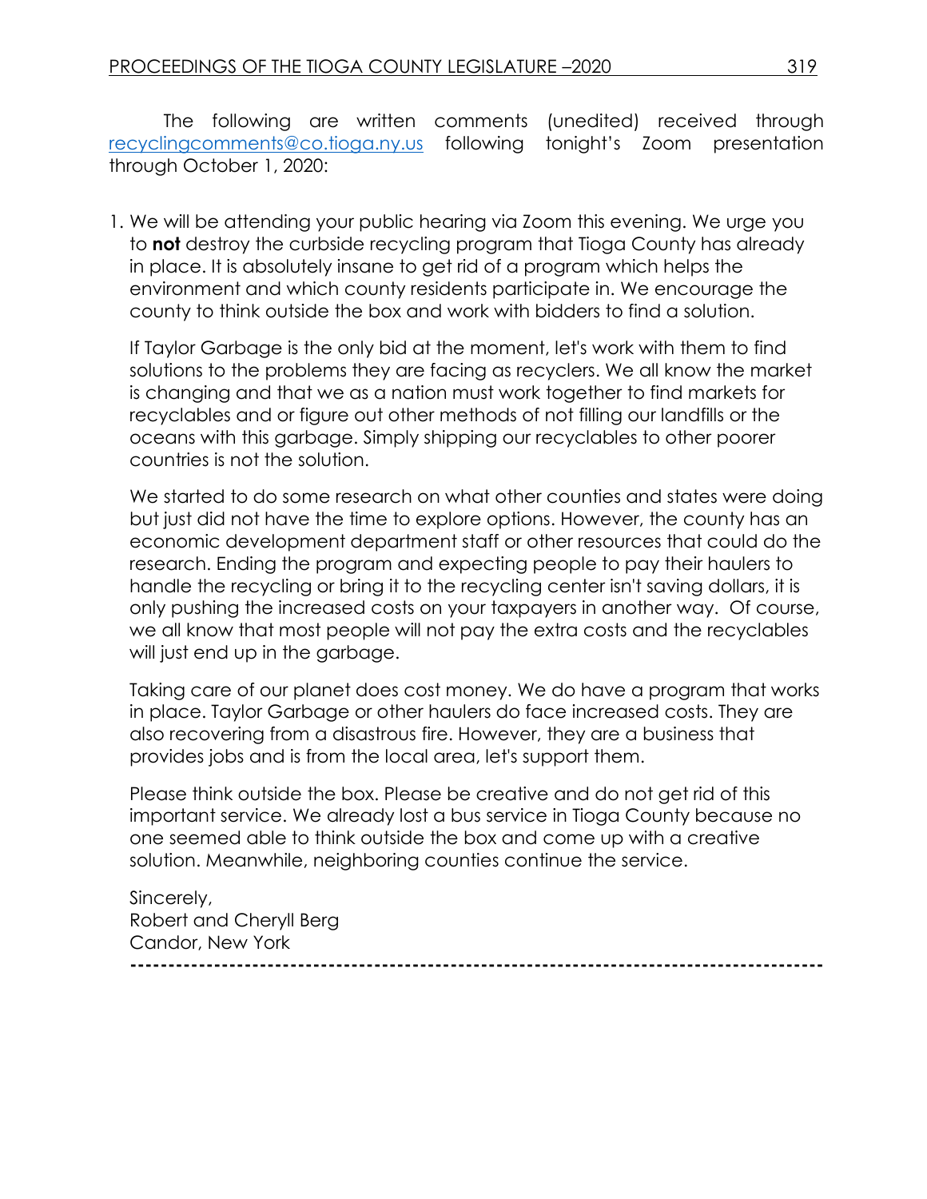The following are written comments (unedited) received through recyclingcomments@co.tioga.ny.us following tonight's Zoom presentation through October 1, 2020:

1. We will be attending your public hearing via Zoom this evening. We urge you to **not** destroy the curbside recycling program that Tioga County has already in place. It is absolutely insane to get rid of a program which helps the environment and which county residents participate in. We encourage the county to think outside the box and work with bidders to find a solution.

   If Taylor Garbage is the only bid at the moment, let's work with them to find solutions to the problems they are facing as recyclers. We all know the market is changing and that we as a nation must work together to find markets for recyclables and or figure out other methods of not filling our landfills or the oceans with this garbage. Simply shipping our recyclables to other poorer countries is not the solution.

   We started to do some research on what other counties and states were doing but just did not have the time to explore options. However, the county has an economic development department staff or other resources that could do the research. Ending the program and expecting people to pay their haulers to handle the recycling or bring it to the recycling center isn't saving dollars, it is only pushing the increased costs on your taxpayers in another way. Of course, we all know that most people will not pay the extra costs and the recyclables will just end up in the garbage.

   Taking care of our planet does cost money. We do have a program that works in place. Taylor Garbage or other haulers do face increased costs. They are also recovering from a disastrous fire. However, they are a business that provides jobs and is from the local area, let's support them.

   Please think outside the box. Please be creative and do not get rid of this important service. We already lost a bus service in Tioga County because no one seemed able to think outside the box and come up with a creative solution. Meanwhile, neighboring counties continue the service.

   Sincerely,
   Robert and Cheryll Berg
   Candor, New York

---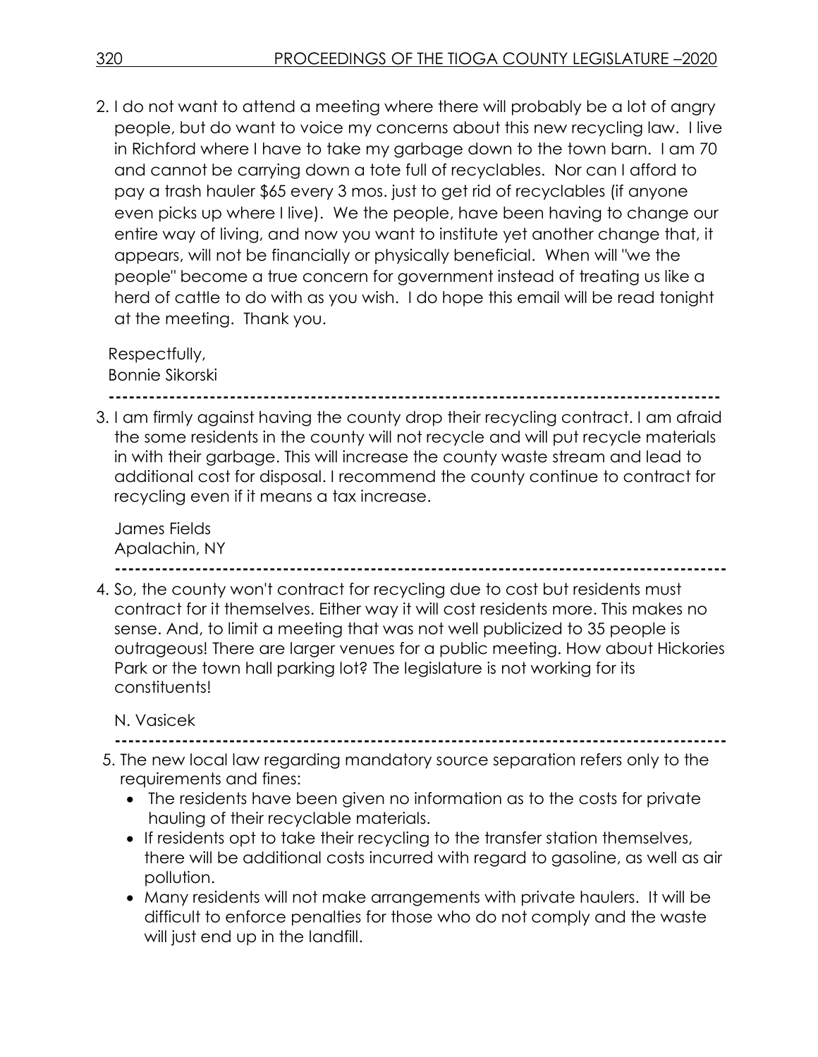2. I do not want to attend a meeting where there will probably be a lot of angry people, but do want to voice my concerns about this new recycling law. I live in Richford where I have to take my garbage down to the town barn. I am 70 and cannot be carrying down a tote full of recyclables. Nor can I afford to pay a trash hauler $65 every 3 mos. just to get rid of recyclables (if anyone even picks up where I live). We the people, have been having to change our entire way of living, and now you want to institute yet another change that, it appears, will not be financially or physically beneficial. When will "we the people" become a true concern for government instead of treating us like a herd of cattle to do with as you wish. I do hope this email will be read tonight at the meeting. Thank you.

   Respectfully,
   Bonnie Sikorski

---

3. I am firmly against having the county drop their recycling contract. I am afraid the some residents in the county will not recycle and will put recycle materials in with their garbage. This will increase the county waste stream and lead to additional cost for disposal. I recommend the county continue to contract for recycling even if it means a tax increase.

   James Fields
   Apalachin, NY

---

4. So, the county won't contract for recycling due to cost but residents must contract for it themselves. Either way it will cost residents more. This makes no sense. And, to limit a meeting that was not well publicized to 35 people is outrageous! There are larger venues for a public meeting. How about Hickories Park or the town hall parking lot? The legislature is not working for its constituents!

   N. Vasicek

---

5. The new local law regarding mandatory source separation refers only to the requirements and fines:
   - The residents have been given no information as to the costs for private hauling of their recyclable materials.
   - If residents opt to take their recycling to the transfer station themselves, there will be additional costs incurred with regard to gasoline, as well as air pollution.
   - Many residents will not make arrangements with private haulers. It will be difficult to enforce penalties for those who do not comply and the waste will just end up in the landfill.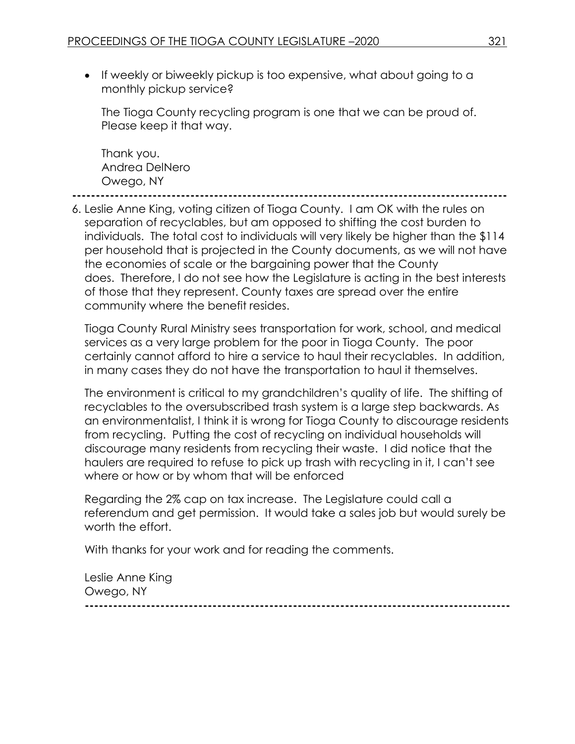- If weekly or biweekly pickup is too expensive, what about going to a monthly pickup service?

  The Tioga County recycling program is one that we can be proud of. Please keep it that way.

  Thank you.
  Andrea DelNero
  Owego, NY

---

6. Leslie Anne King, voting citizen of Tioga County. I am OK with the rules on separation of recyclables, but am opposed to shifting the cost burden to individuals. The total cost to individuals will very likely be higher than the $114 per household that is projected in the County documents, as we will not have the economies of scale or the bargaining power that the County does. Therefore, I do not see how the Legislature is acting in the best interests of those that they represent. County taxes are spread over the entire community where the benefit resides.

   Tioga County Rural Ministry sees transportation for work, school, and medical services as a very large problem for the poor in Tioga County. The poor certainly cannot afford to hire a service to haul their recyclables. In addition, in many cases they do not have the transportation to haul it themselves.

   The environment is critical to my grandchildren's quality of life. The shifting of recyclables to the oversubscribed trash system is a large step backwards. As an environmentalist, I think it is wrong for Tioga County to discourage residents from recycling. Putting the cost of recycling on individual households will discourage many residents from recycling their waste. I did notice that the haulers are required to refuse to pick up trash with recycling in it, I can't see where or how or by whom that will be enforced

   Regarding the 2% cap on tax increase. The Legislature could call a referendum and get permission. It would take a sales job but would surely be worth the effort.

   With thanks for your work and for reading the comments.

   Leslie Anne King
   Owego, NY

---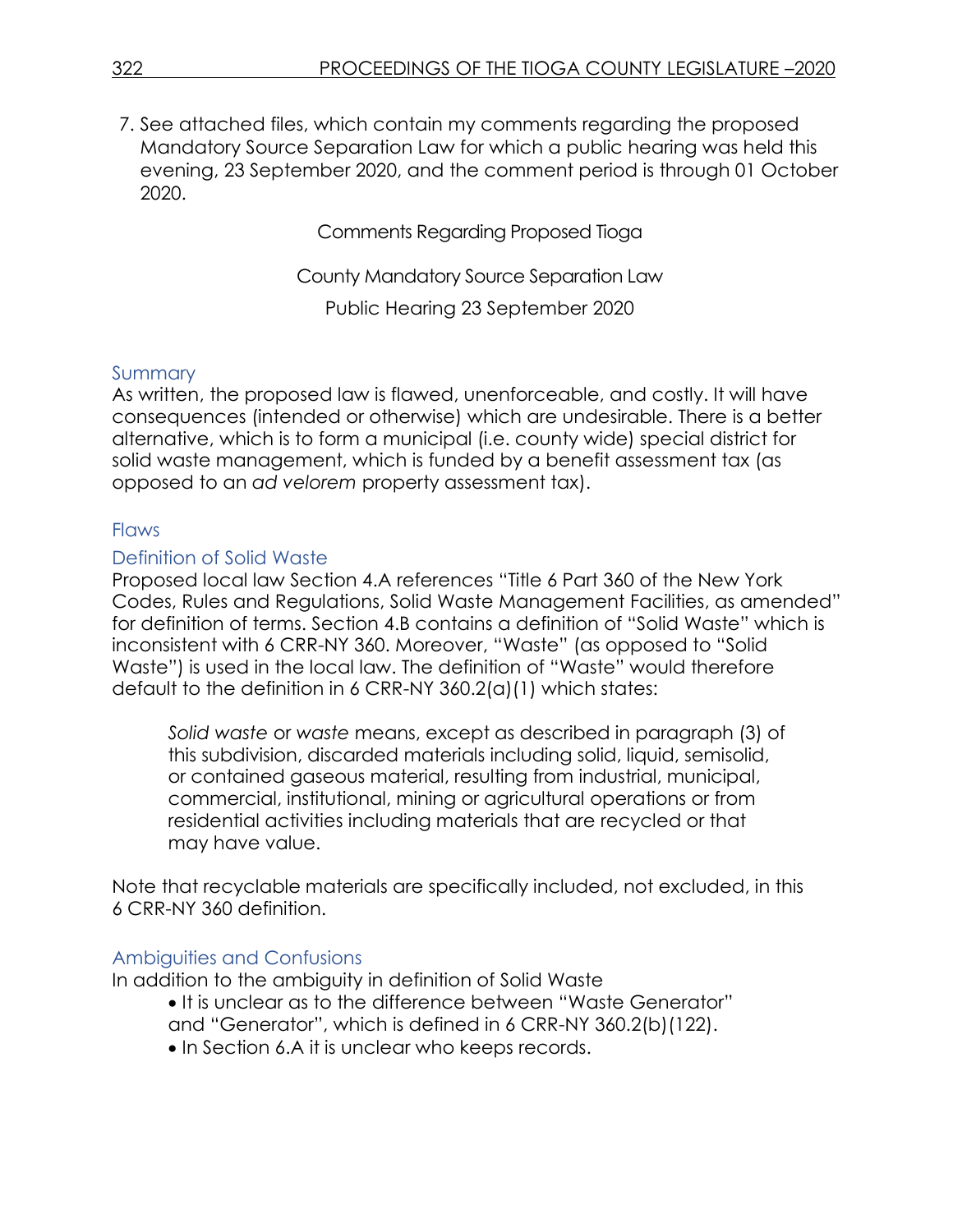7. See attached files, which contain my comments regarding the proposed Mandatory Source Separation Law for which a public hearing was held this evening, 23 September 2020, and the comment period is through 01 October 2020.

Comments Regarding Proposed Tioga

County Mandatory Source Separation Law

Public Hearing 23 September 2020

## Summary

As written, the proposed law is flawed, unenforceable, and costly. It will have consequences (intended or otherwise) which are undesirable. There is a better alternative, which is to form a municipal (i.e. county wide) special district for solid waste management, which is funded by a benefit assessment tax (as opposed to an *ad velorem* property assessment tax).

## Flaws

### Definition of Solid Waste

Proposed local law Section 4.A references "Title 6 Part 360 of the New York Codes, Rules and Regulations, Solid Waste Management Facilities, as amended" for definition of terms. Section 4.B contains a definition of "Solid Waste" which is inconsistent with 6 CRR-NY 360. Moreover, "Waste" (as opposed to "Solid Waste") is used in the local law. The definition of "Waste" would therefore default to the definition in 6 CRR-NY 360.2(a)(1) which states:

> *Solid waste* or *waste* means, except as described in paragraph (3) of this subdivision, discarded materials including solid, liquid, semisolid, or contained gaseous material, resulting from industrial, municipal, commercial, institutional, mining or agricultural operations or from residential activities including materials that are recycled or that may have value.

Note that recyclable materials are specifically included, not excluded, in this 6 CRR-NY 360 definition.

### Ambiguities and Confusions

In addition to the ambiguity in definition of Solid Waste

- It is unclear as to the difference between "Waste Generator" and "Generator", which is defined in 6 CRR-NY 360.2(b)(122).
- In Section 6.A it is unclear who keeps records.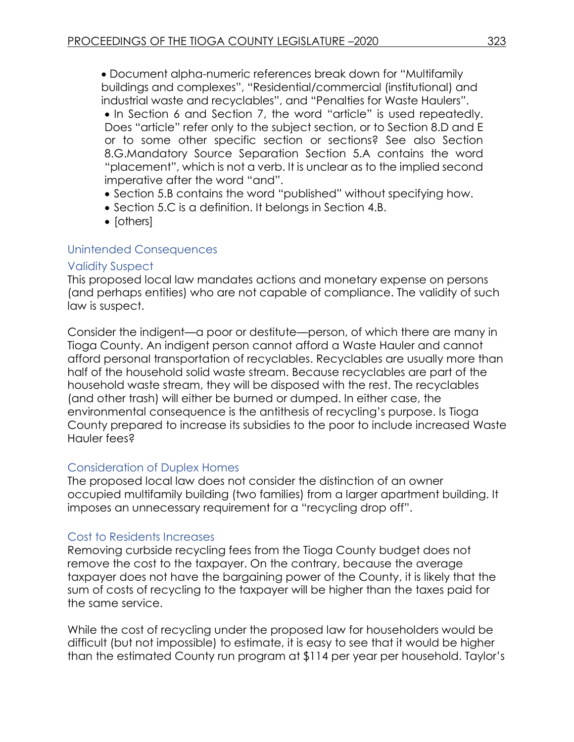- Document alpha-numeric references break down for "Multifamily buildings and complexes", "Residential/commercial (institutional) and industrial waste and recyclables", and "Penalties for Waste Haulers".
- In Section 6 and Section 7, the word "article" is used repeatedly. Does "article" refer only to the subject section, or to Section 8.D and E or to some other specific section or sections? See also Section 8.G.Mandatory Source Separation Section 5.A contains the word "placement", which is not a verb. It is unclear as to the implied second imperative after the word "and".
- Section 5.B contains the word "published" without specifying how.
- Section 5.C is a definition. It belongs in Section 4.B.
- [others]

## Unintended Consequences

### Validity Suspect

This proposed local law mandates actions and monetary expense on persons (and perhaps entities) who are not capable of compliance. The validity of such law is suspect.

Consider the indigent—a poor or destitute—person, of which there are many in Tioga County. An indigent person cannot afford a Waste Hauler and cannot afford personal transportation of recyclables. Recyclables are usually more than half of the household solid waste stream. Because recyclables are part of the household waste stream, they will be disposed with the rest. The recyclables (and other trash) will either be burned or dumped. In either case, the environmental consequence is the antithesis of recycling's purpose. Is Tioga County prepared to increase its subsidies to the poor to include increased Waste Hauler fees?

### Consideration of Duplex Homes

The proposed local law does not consider the distinction of an owner occupied multifamily building (two families) from a larger apartment building. It imposes an unnecessary requirement for a "recycling drop off".

### Cost to Residents Increases

Removing curbside recycling fees from the Tioga County budget does not remove the cost to the taxpayer. On the contrary, because the average taxpayer does not have the bargaining power of the County, it is likely that the sum of costs of recycling to the taxpayer will be higher than the taxes paid for the same service.

While the cost of recycling under the proposed law for householders would be difficult (but not impossible) to estimate, it is easy to see that it would be higher than the estimated County run program at $114 per year per household. Taylor's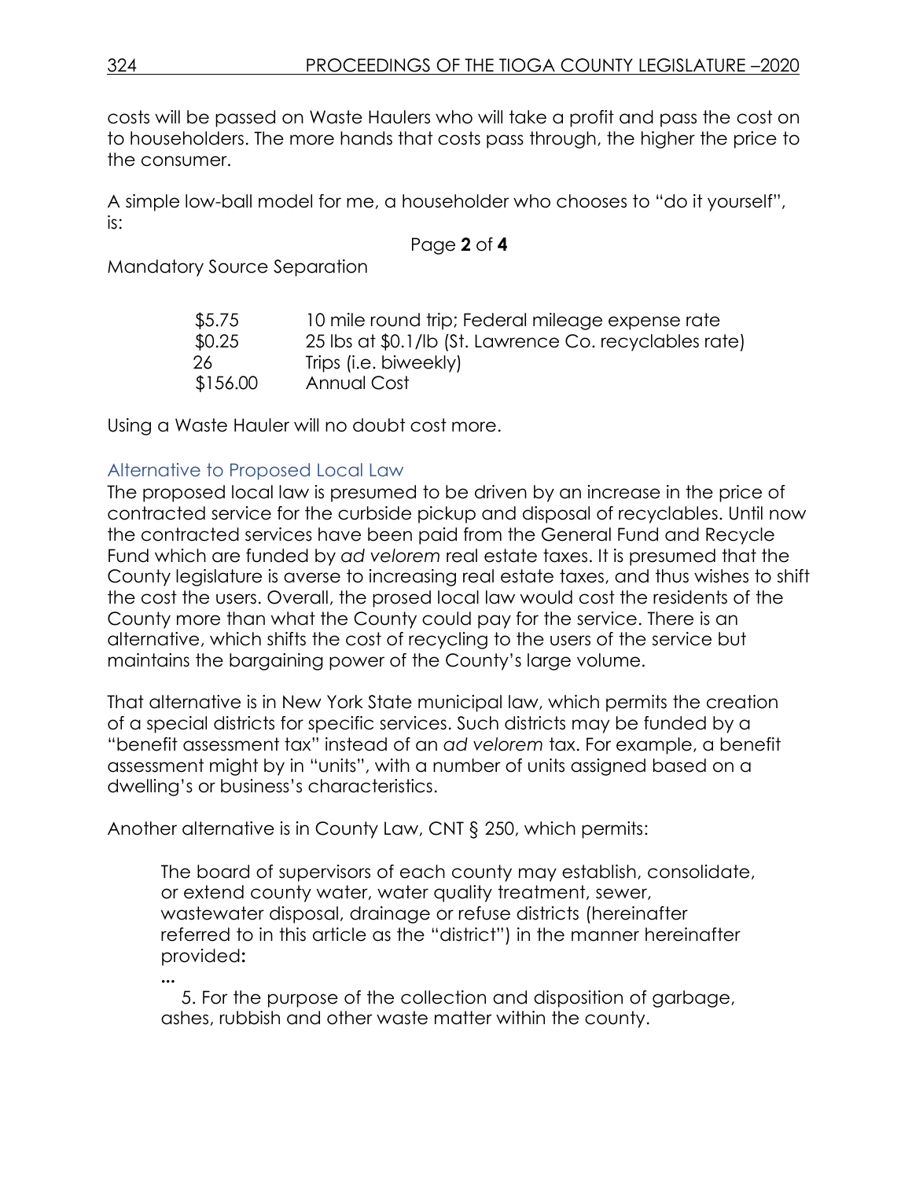costs will be passed on Waste Haulers who will take a profit and pass the cost on to householders. The more hands that costs pass through, the higher the price to the consumer.

A simple low-ball model for me, a householder who chooses to "do it yourself", is:

Mandatory Source Separation

| | |
|---|---|
| $5.75 | 10 mile round trip; Federal mileage expense rate |
| $0.25 | 25 lbs at $0.1/lb (St. Lawrence Co. recyclables rate) |
| 26 | Trips (i.e. biweekly) |
| $156.00 | Annual Cost |

Using a Waste Hauler will no doubt cost more.

### Alternative to Proposed Local Law

The proposed local law is presumed to be driven by an increase in the price of contracted service for the curbside pickup and disposal of recyclables. Until now the contracted services have been paid from the General Fund and Recycle Fund which are funded by *ad velorem* real estate taxes. It is presumed that the County legislature is averse to increasing real estate taxes, and thus wishes to shift the cost the users. Overall, the prosed local law would cost the residents of the County more than what the County could pay for the service. There is an alternative, which shifts the cost of recycling to the users of the service but maintains the bargaining power of the County's large volume.

That alternative is in New York State municipal law, which permits the creation of a special districts for specific services. Such districts may be funded by a "benefit assessment tax" instead of an *ad velorem* tax. For example, a benefit assessment might by in "units", with a number of units assigned based on a dwelling's or business's characteristics.

Another alternative is in County Law, CNT § 250, which permits:

> The board of supervisors of each county may establish, consolidate, or extend county water, water quality treatment, sewer, wastewater disposal, drainage or refuse districts (hereinafter referred to in this article as the "district") in the manner hereinafter provided**:**
>
> **...**
>
> 5. For the purpose of the collection and disposition of garbage, ashes, rubbish and other waste matter within the county.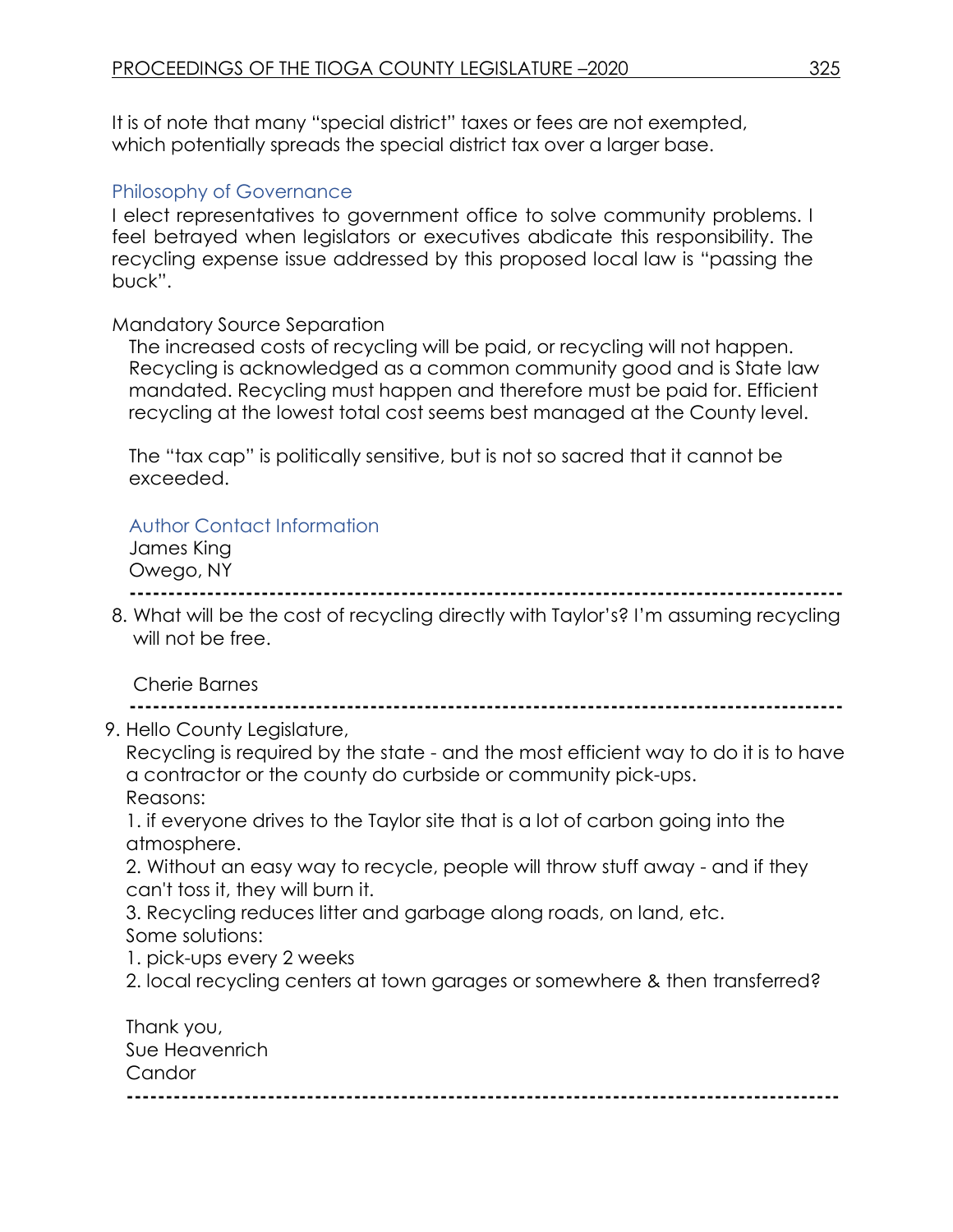It is of note that many "special district" taxes or fees are not exempted, which potentially spreads the special district tax over a larger base.

### Philosophy of Governance

I elect representatives to government office to solve community problems. I feel betrayed when legislators or executives abdicate this responsibility. The recycling expense issue addressed by this proposed local law is "passing the buck".

Mandatory Source Separation

The increased costs of recycling will be paid, or recycling will not happen. Recycling is acknowledged as a common community good and is State law mandated. Recycling must happen and therefore must be paid for. Efficient recycling at the lowest total cost seems best managed at the County level.

The "tax cap" is politically sensitive, but is not so sacred that it cannot be exceeded.

### Author Contact Information

James King
Owego, NY

---

8. What will be the cost of recycling directly with Taylor's? I'm assuming recycling will not be free.

Cherie Barnes

---

9. Hello County Legislature,

Recycling is required by the state - and the most efficient way to do it is to have a contractor or the county do curbside or community pick-ups.
Reasons:
1. if everyone drives to the Taylor site that is a lot of carbon going into the atmosphere.
2. Without an easy way to recycle, people will throw stuff away - and if they can't toss it, they will burn it.
3. Recycling reduces litter and garbage along roads, on land, etc.
Some solutions:
1. pick-ups every 2 weeks
2. local recycling centers at town garages or somewhere & then transferred?

Thank you,
Sue Heavenrich
Candor

---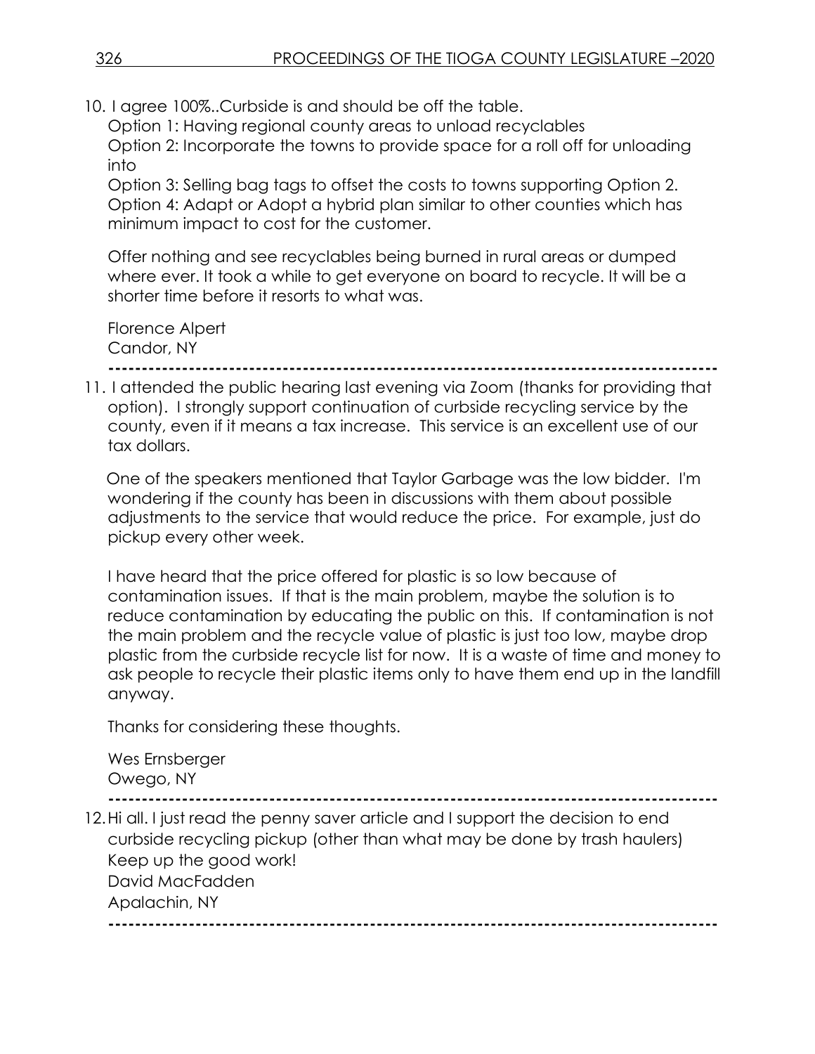10. I agree 100%..Curbside is and should be off the table.

    Option 1: Having regional county areas to unload recyclables
    Option 2: Incorporate the towns to provide space for a roll off for unloading into
    Option 3: Selling bag tags to offset the costs to towns supporting Option 2.
    Option 4: Adapt or Adopt a hybrid plan similar to other counties which has minimum impact to cost for the customer.

    Offer nothing and see recyclables being burned in rural areas or dumped where ever. It took a while to get everyone on board to recycle. It will be a shorter time before it resorts to what was.

    Florence Alpert
    Candor, NY

------------------------------------------------------------------------------------------

11. I attended the public hearing last evening via Zoom (thanks for providing that option). I strongly support continuation of curbside recycling service by the county, even if it means a tax increase. This service is an excellent use of our tax dollars.

    One of the speakers mentioned that Taylor Garbage was the low bidder. I'm wondering if the county has been in discussions with them about possible adjustments to the service that would reduce the price. For example, just do pickup every other week.

    I have heard that the price offered for plastic is so low because of contamination issues. If that is the main problem, maybe the solution is to reduce contamination by educating the public on this. If contamination is not the main problem and the recycle value of plastic is just too low, maybe drop plastic from the curbside recycle list for now. It is a waste of time and money to ask people to recycle their plastic items only to have them end up in the landfill anyway.

    Thanks for considering these thoughts.

    Wes Ernsberger
    Owego, NY

------------------------------------------------------------------------------------------

12. Hi all. I just read the penny saver article and I support the decision to end curbside recycling pickup (other than what may be done by trash haulers)
    Keep up the good work!
    David MacFadden
    Apalachin, NY

------------------------------------------------------------------------------------------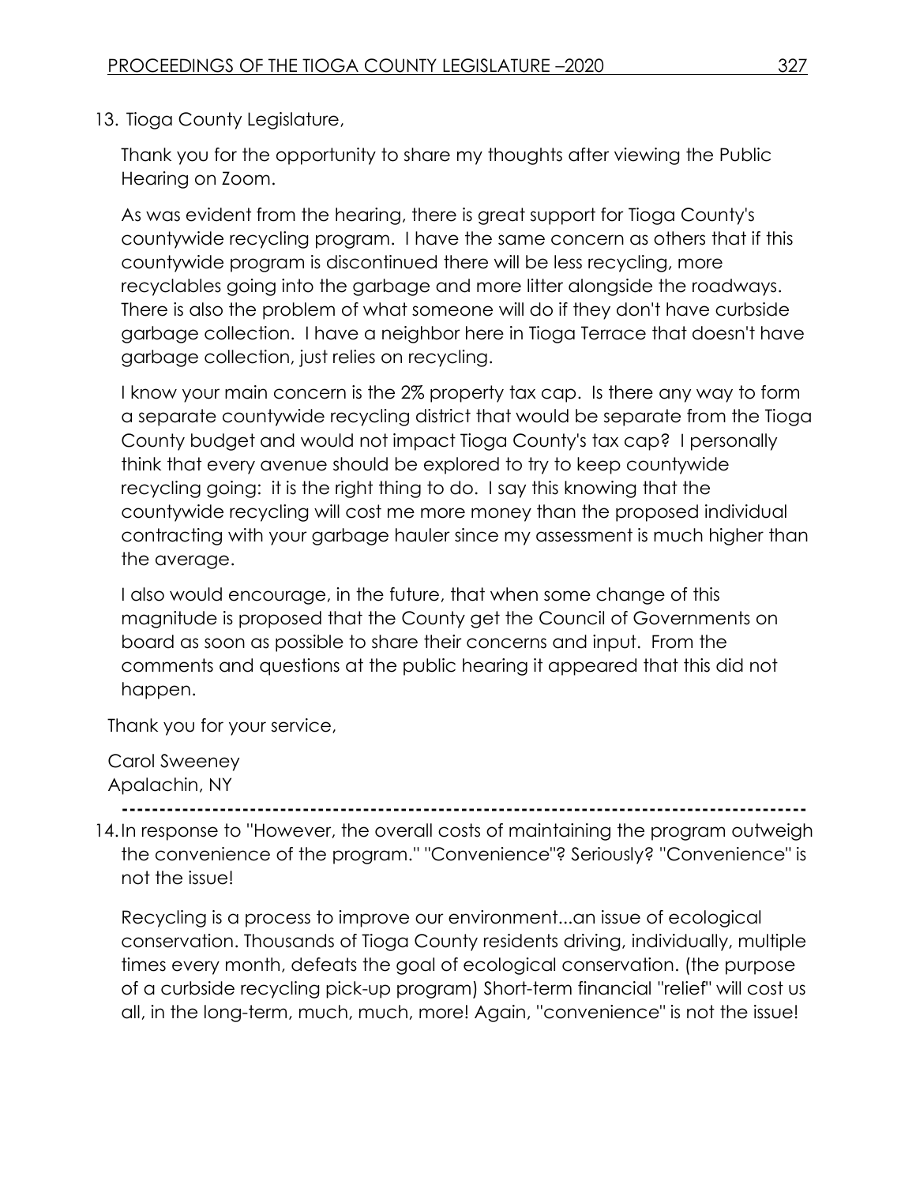13. Tioga County Legislature,

    Thank you for the opportunity to share my thoughts after viewing the Public Hearing on Zoom.

    As was evident from the hearing, there is great support for Tioga County's countywide recycling program. I have the same concern as others that if this countywide program is discontinued there will be less recycling, more recyclables going into the garbage and more litter alongside the roadways. There is also the problem of what someone will do if they don't have curbside garbage collection. I have a neighbor here in Tioga Terrace that doesn't have garbage collection, just relies on recycling.

    I know your main concern is the 2% property tax cap. Is there any way to form a separate countywide recycling district that would be separate from the Tioga County budget and would not impact Tioga County's tax cap? I personally think that every avenue should be explored to try to keep countywide recycling going: it is the right thing to do. I say this knowing that the countywide recycling will cost me more money than the proposed individual contracting with your garbage hauler since my assessment is much higher than the average.

    I also would encourage, in the future, that when some change of this magnitude is proposed that the County get the Council of Governments on board as soon as possible to share their concerns and input. From the comments and questions at the public hearing it appeared that this did not happen.

   Thank you for your service,

   Carol Sweeney
   Apalachin, NY

---

14. In response to "However, the overall costs of maintaining the program outweigh the convenience of the program." "Convenience"? Seriously? "Convenience" is not the issue!

    Recycling is a process to improve our environment...an issue of ecological conservation. Thousands of Tioga County residents driving, individually, multiple times every month, defeats the goal of ecological conservation. (the purpose of a curbside recycling pick-up program) Short-term financial "relief" will cost us all, in the long-term, much, much, more! Again, "convenience" is not the issue!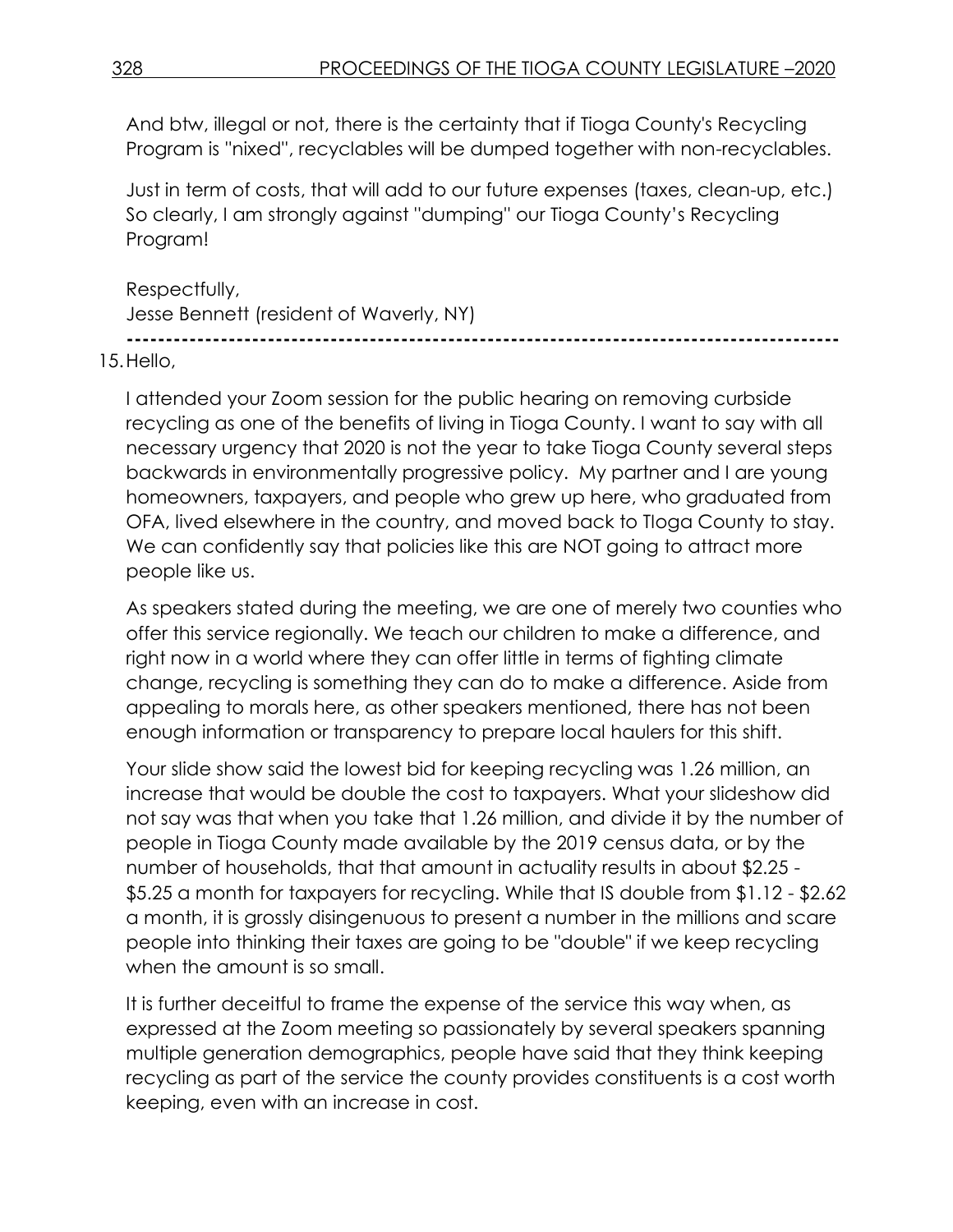And btw, illegal or not, there is the certainty that if Tioga County's Recycling Program is "nixed", recyclables will be dumped together with non-recyclables.

Just in term of costs, that will add to our future expenses (taxes, clean-up, etc.) So clearly, I am strongly against "dumping" our Tioga County's Recycling Program!

Respectfully,
Jesse Bennett (resident of Waverly, NY)

---

15. Hello,

I attended your Zoom session for the public hearing on removing curbside recycling as one of the benefits of living in Tioga County. I want to say with all necessary urgency that 2020 is not the year to take Tioga County several steps backwards in environmentally progressive policy. My partner and I are young homeowners, taxpayers, and people who grew up here, who graduated from OFA, lived elsewhere in the country, and moved back to TIoga County to stay. We can confidently say that policies like this are NOT going to attract more people like us.

As speakers stated during the meeting, we are one of merely two counties who offer this service regionally. We teach our children to make a difference, and right now in a world where they can offer little in terms of fighting climate change, recycling is something they can do to make a difference. Aside from appealing to morals here, as other speakers mentioned, there has not been enough information or transparency to prepare local haulers for this shift.

Your slide show said the lowest bid for keeping recycling was 1.26 million, an increase that would be double the cost to taxpayers. What your slideshow did not say was that when you take that 1.26 million, and divide it by the number of people in Tioga County made available by the 2019 census data, or by the number of households, that that amount in actuality results in about $2.25 - $5.25 a month for taxpayers for recycling. While that IS double from $1.12 - $2.62 a month, it is grossly disingenuous to present a number in the millions and scare people into thinking their taxes are going to be "double" if we keep recycling when the amount is so small.

It is further deceitful to frame the expense of the service this way when, as expressed at the Zoom meeting so passionately by several speakers spanning multiple generation demographics, people have said that they think keeping recycling as part of the service the county provides constituents is a cost worth keeping, even with an increase in cost.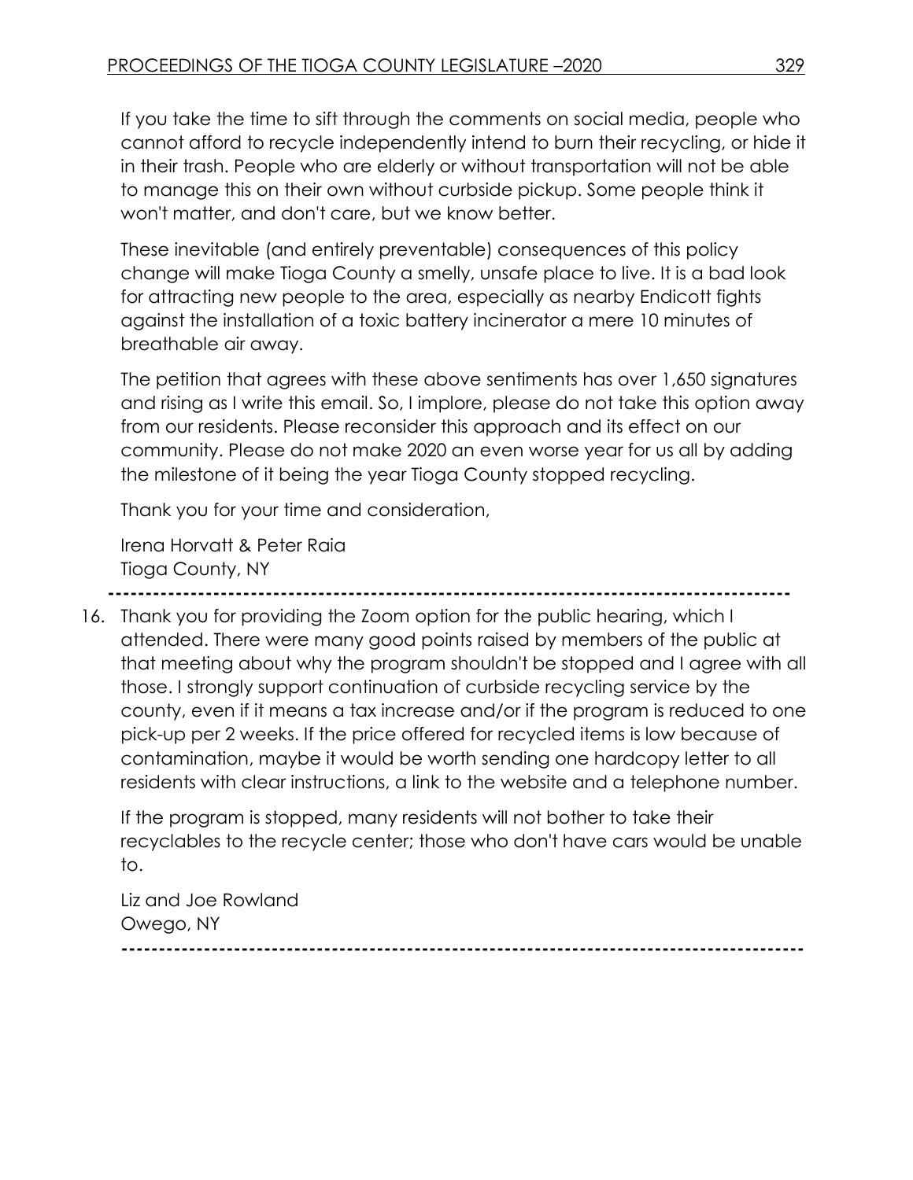If you take the time to sift through the comments on social media, people who cannot afford to recycle independently intend to burn their recycling, or hide it in their trash. People who are elderly or without transportation will not be able to manage this on their own without curbside pickup. Some people think it won't matter, and don't care, but we know better.

These inevitable (and entirely preventable) consequences of this policy change will make Tioga County a smelly, unsafe place to live. It is a bad look for attracting new people to the area, especially as nearby Endicott fights against the installation of a toxic battery incinerator a mere 10 minutes of breathable air away.

The petition that agrees with these above sentiments has over 1,650 signatures and rising as I write this email. So, I implore, please do not take this option away from our residents. Please reconsider this approach and its effect on our community. Please do not make 2020 an even worse year for us all by adding the milestone of it being the year Tioga County stopped recycling.

Thank you for your time and consideration,

Irena Horvatt & Peter Raia
Tioga County, NY

---

16. Thank you for providing the Zoom option for the public hearing, which I attended. There were many good points raised by members of the public at that meeting about why the program shouldn't be stopped and I agree with all those. I strongly support continuation of curbside recycling service by the county, even if it means a tax increase and/or if the program is reduced to one pick-up per 2 weeks. If the price offered for recycled items is low because of contamination, maybe it would be worth sending one hardcopy letter to all residents with clear instructions, a link to the website and a telephone number.

    If the program is stopped, many residents will not bother to take their recyclables to the recycle center; those who don't have cars would be unable to.

    Liz and Joe Rowland
    Owego, NY

---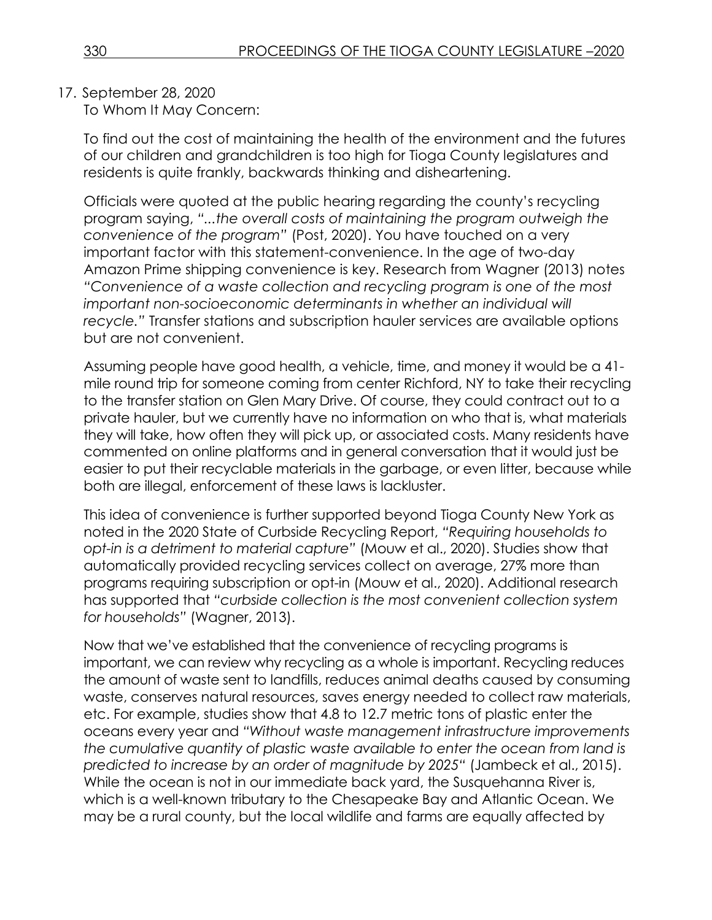17. September 28, 2020

To Whom It May Concern:

To find out the cost of maintaining the health of the environment and the futures of our children and grandchildren is too high for Tioga County legislatures and residents is quite frankly, backwards thinking and disheartening.

Officials were quoted at the public hearing regarding the county's recycling program saying, *"...the overall costs of maintaining the program outweigh the convenience of the program"* (Post, 2020). You have touched on a very important factor with this statement-convenience. In the age of two-day Amazon Prime shipping convenience is key. Research from Wagner (2013) notes *"Convenience of a waste collection and recycling program is one of the most important non-socioeconomic determinants in whether an individual will recycle."* Transfer stations and subscription hauler services are available options but are not convenient.

Assuming people have good health, a vehicle, time, and money it would be a 41-mile round trip for someone coming from center Richford, NY to take their recycling to the transfer station on Glen Mary Drive. Of course, they could contract out to a private hauler, but we currently have no information on who that is, what materials they will take, how often they will pick up, or associated costs. Many residents have commented on online platforms and in general conversation that it would just be easier to put their recyclable materials in the garbage, or even litter, because while both are illegal, enforcement of these laws is lackluster.

This idea of convenience is further supported beyond Tioga County New York as noted in the 2020 State of Curbside Recycling Report, *"Requiring households to opt-in is a detriment to material capture"* (Mouw et al., 2020). Studies show that automatically provided recycling services collect on average, 27% more than programs requiring subscription or opt-in (Mouw et al., 2020). Additional research has supported that *"curbside collection is the most convenient collection system for households"* (Wagner, 2013).

Now that we've established that the convenience of recycling programs is important, we can review why recycling as a whole is important. Recycling reduces the amount of waste sent to landfills, reduces animal deaths caused by consuming waste, conserves natural resources, saves energy needed to collect raw materials, etc. For example, studies show that 4.8 to 12.7 metric tons of plastic enter the oceans every year and *"Without waste management infrastructure improvements the cumulative quantity of plastic waste available to enter the ocean from land is predicted to increase by an order of magnitude by 2025"* (Jambeck et al., 2015). While the ocean is not in our immediate back yard, the Susquehanna River is, which is a well-known tributary to the Chesapeake Bay and Atlantic Ocean. We may be a rural county, but the local wildlife and farms are equally affected by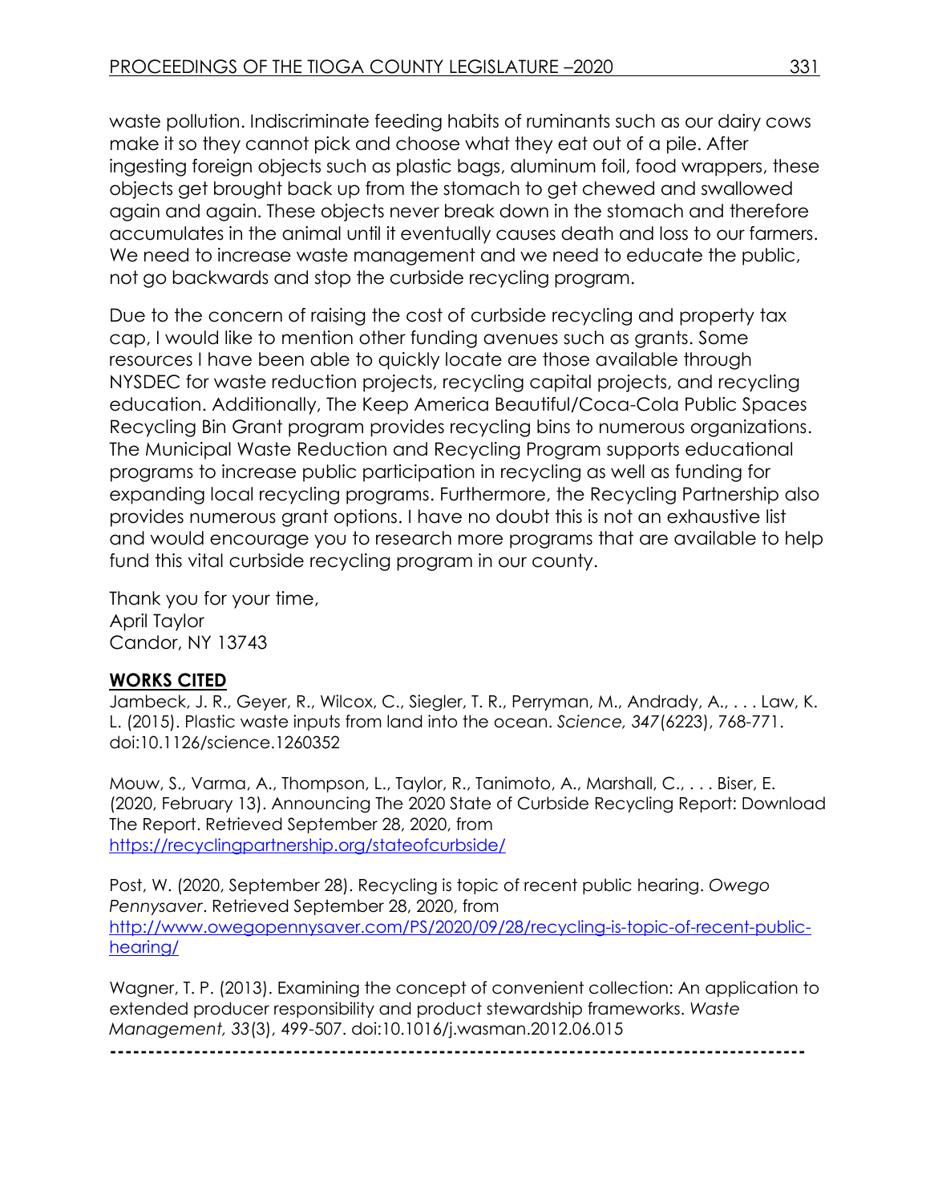waste pollution. Indiscriminate feeding habits of ruminants such as our dairy cows make it so they cannot pick and choose what they eat out of a pile. After ingesting foreign objects such as plastic bags, aluminum foil, food wrappers, these objects get brought back up from the stomach to get chewed and swallowed again and again. These objects never break down in the stomach and therefore accumulates in the animal until it eventually causes death and loss to our farmers. We need to increase waste management and we need to educate the public, not go backwards and stop the curbside recycling program.

Due to the concern of raising the cost of curbside recycling and property tax cap, I would like to mention other funding avenues such as grants. Some resources I have been able to quickly locate are those available through NYSDEC for waste reduction projects, recycling capital projects, and recycling education. Additionally, The Keep America Beautiful/Coca-Cola Public Spaces Recycling Bin Grant program provides recycling bins to numerous organizations. The Municipal Waste Reduction and Recycling Program supports educational programs to increase public participation in recycling as well as funding for expanding local recycling programs. Furthermore, the Recycling Partnership also provides numerous grant options. I have no doubt this is not an exhaustive list and would encourage you to research more programs that are available to help fund this vital curbside recycling program in our county.

Thank you for your time,
April Taylor
Candor, NY 13743

**WORKS CITED**

Jambeck, J. R., Geyer, R., Wilcox, C., Siegler, T. R., Perryman, M., Andrady, A., . . . Law, K. L. (2015). Plastic waste inputs from land into the ocean. *Science, 347*(6223), 768-771. doi:10.1126/science.1260352

Mouw, S., Varma, A., Thompson, L., Taylor, R., Tanimoto, A., Marshall, C., . . . Biser, E. (2020, February 13). Announcing The 2020 State of Curbside Recycling Report: Download The Report. Retrieved September 28, 2020, from https://recyclingpartnership.org/stateofcurbside/

Post, W. (2020, September 28). Recycling is topic of recent public hearing. *Owego Pennysaver*. Retrieved September 28, 2020, from http://www.owegopennysaver.com/PS/2020/09/28/recycling-is-topic-of-recent-public-hearing/

Wagner, T. P. (2013). Examining the concept of convenient collection: An application to extended producer responsibility and product stewardship frameworks. *Waste Management, 33*(3), 499-507. doi:10.1016/j.wasman.2012.06.015

------------------------------------------------------------------------------------------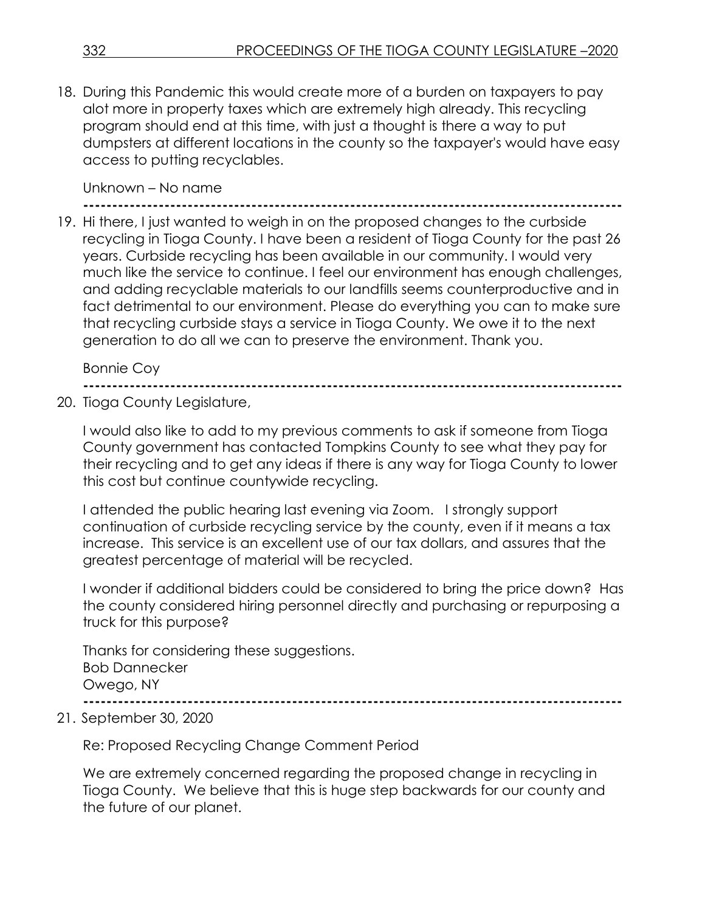18. During this Pandemic this would create more of a burden on taxpayers to pay alot more in property taxes which are extremely high already. This recycling program should end at this time, with just a thought is there a way to put dumpsters at different locations in the county so the taxpayer's would have easy access to putting recyclables.

    Unknown – No name

---

19. Hi there, I just wanted to weigh in on the proposed changes to the curbside recycling in Tioga County. I have been a resident of Tioga County for the past 26 years. Curbside recycling has been available in our community. I would very much like the service to continue. I feel our environment has enough challenges, and adding recyclable materials to our landfills seems counterproductive and in fact detrimental to our environment. Please do everything you can to make sure that recycling curbside stays a service in Tioga County. We owe it to the next generation to do all we can to preserve the environment. Thank you.

    Bonnie Coy

---

20. Tioga County Legislature,

    I would also like to add to my previous comments to ask if someone from Tioga County government has contacted Tompkins County to see what they pay for their recycling and to get any ideas if there is any way for Tioga County to lower this cost but continue countywide recycling.

    I attended the public hearing last evening via Zoom. I strongly support continuation of curbside recycling service by the county, even if it means a tax increase. This service is an excellent use of our tax dollars, and assures that the greatest percentage of material will be recycled.

    I wonder if additional bidders could be considered to bring the price down? Has the county considered hiring personnel directly and purchasing or repurposing a truck for this purpose?

    Thanks for considering these suggestions.
    Bob Dannecker
    Owego, NY

---

21. September 30, 2020

    Re: Proposed Recycling Change Comment Period

    We are extremely concerned regarding the proposed change in recycling in Tioga County. We believe that this is huge step backwards for our county and the future of our planet.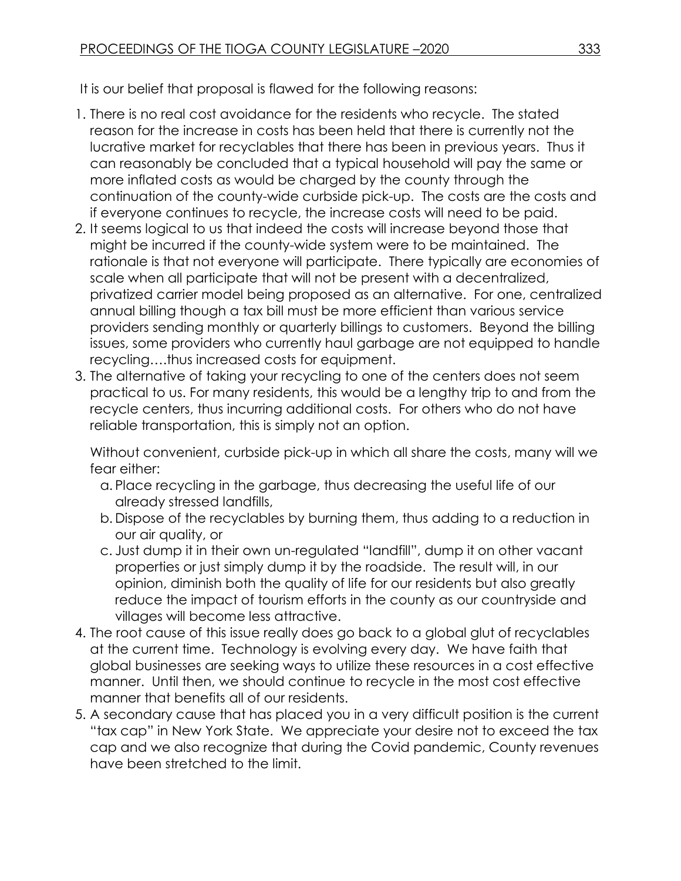It is our belief that proposal is flawed for the following reasons:

1. There is no real cost avoidance for the residents who recycle. The stated reason for the increase in costs has been held that there is currently not the lucrative market for recyclables that there has been in previous years. Thus it can reasonably be concluded that a typical household will pay the same or more inflated costs as would be charged by the county through the continuation of the county-wide curbside pick-up. The costs are the costs and if everyone continues to recycle, the increase costs will need to be paid.
2. It seems logical to us that indeed the costs will increase beyond those that might be incurred if the county-wide system were to be maintained. The rationale is that not everyone will participate. There typically are economies of scale when all participate that will not be present with a decentralized, privatized carrier model being proposed as an alternative. For one, centralized annual billing though a tax bill must be more efficient than various service providers sending monthly or quarterly billings to customers. Beyond the billing issues, some providers who currently haul garbage are not equipped to handle recycling….thus increased costs for equipment.
3. The alternative of taking your recycling to one of the centers does not seem practical to us. For many residents, this would be a lengthy trip to and from the recycle centers, thus incurring additional costs. For others who do not have reliable transportation, this is simply not an option.

   Without convenient, curbside pick-up in which all share the costs, many will we fear either:

   a. Place recycling in the garbage, thus decreasing the useful life of our already stressed landfills,
   b. Dispose of the recyclables by burning them, thus adding to a reduction in our air quality, or
   c. Just dump it in their own un-regulated "landfill", dump it on other vacant properties or just simply dump it by the roadside. The result will, in our opinion, diminish both the quality of life for our residents but also greatly reduce the impact of tourism efforts in the county as our countryside and villages will become less attractive.
4. The root cause of this issue really does go back to a global glut of recyclables at the current time. Technology is evolving every day. We have faith that global businesses are seeking ways to utilize these resources in a cost effective manner. Until then, we should continue to recycle in the most cost effective manner that benefits all of our residents.
5. A secondary cause that has placed you in a very difficult position is the current "tax cap" in New York State. We appreciate your desire not to exceed the tax cap and we also recognize that during the Covid pandemic, County revenues have been stretched to the limit.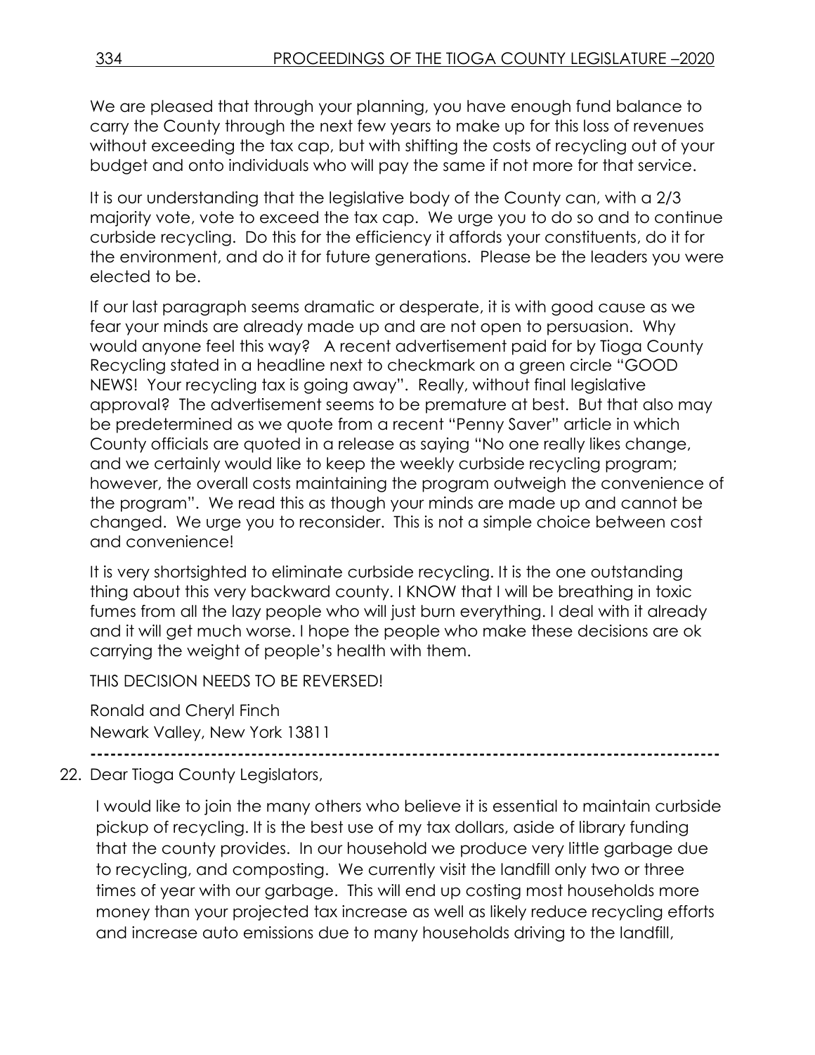We are pleased that through your planning, you have enough fund balance to carry the County through the next few years to make up for this loss of revenues without exceeding the tax cap, but with shifting the costs of recycling out of your budget and onto individuals who will pay the same if not more for that service.

It is our understanding that the legislative body of the County can, with a 2/3 majority vote, vote to exceed the tax cap. We urge you to do so and to continue curbside recycling. Do this for the efficiency it affords your constituents, do it for the environment, and do it for future generations. Please be the leaders you were elected to be.

If our last paragraph seems dramatic or desperate, it is with good cause as we fear your minds are already made up and are not open to persuasion. Why would anyone feel this way? A recent advertisement paid for by Tioga County Recycling stated in a headline next to checkmark on a green circle "GOOD NEWS! Your recycling tax is going away". Really, without final legislative approval? The advertisement seems to be premature at best. But that also may be predetermined as we quote from a recent "Penny Saver" article in which County officials are quoted in a release as saying "No one really likes change, and we certainly would like to keep the weekly curbside recycling program; however, the overall costs maintaining the program outweigh the convenience of the program". We read this as though your minds are made up and cannot be changed. We urge you to reconsider. This is not a simple choice between cost and convenience!

It is very shortsighted to eliminate curbside recycling. It is the one outstanding thing about this very backward county. I KNOW that I will be breathing in toxic fumes from all the lazy people who will just burn everything. I deal with it already and it will get much worse. I hope the people who make these decisions are ok carrying the weight of people's health with them.

THIS DECISION NEEDS TO BE REVERSED!

Ronald and Cheryl Finch
Newark Valley, New York 13811

---

22. Dear Tioga County Legislators,

    I would like to join the many others who believe it is essential to maintain curbside pickup of recycling. It is the best use of my tax dollars, aside of library funding that the county provides. In our household we produce very little garbage due to recycling, and composting. We currently visit the landfill only two or three times of year with our garbage. This will end up costing most households more money than your projected tax increase as well as likely reduce recycling efforts and increase auto emissions due to many households driving to the landfill,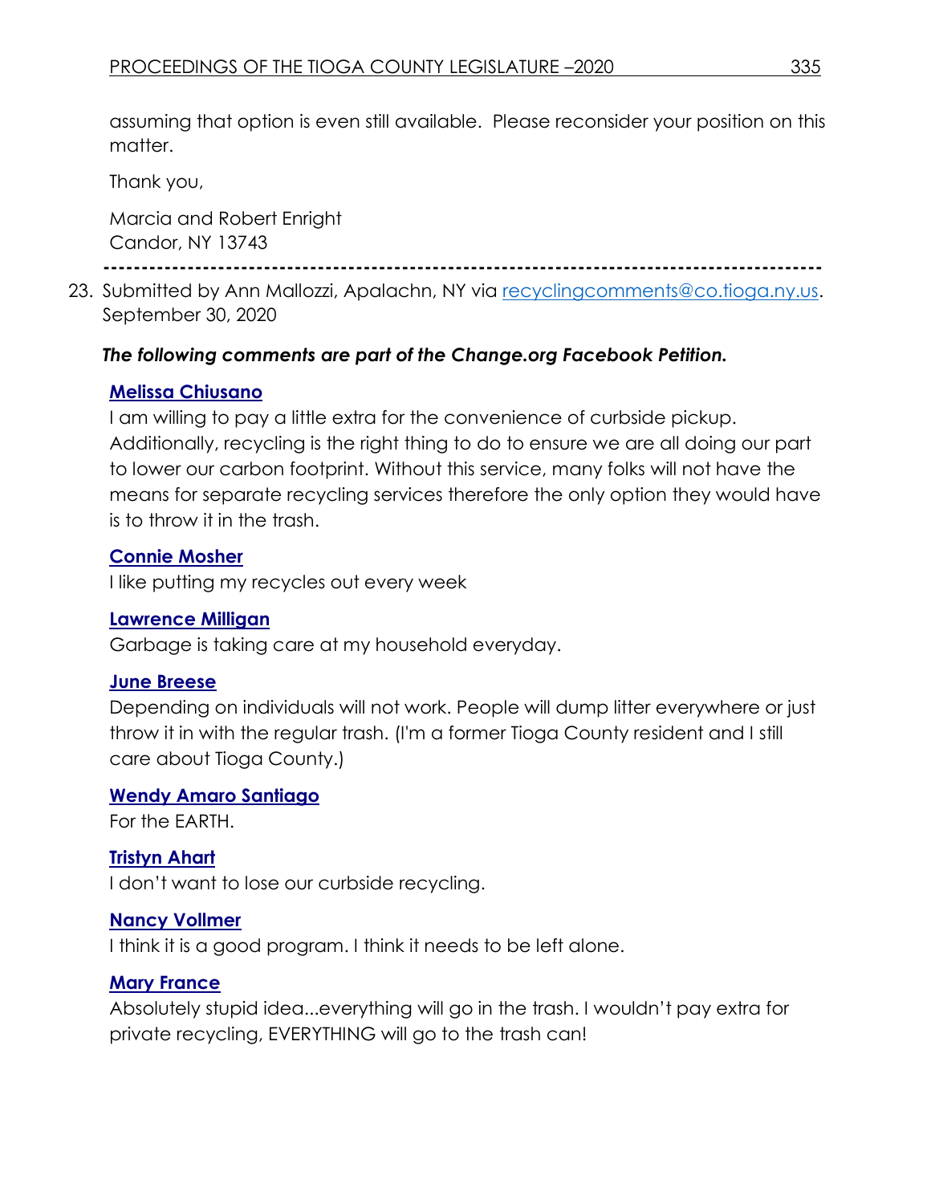assuming that option is even still available. Please reconsider your position on this matter.

Thank you,

Marcia and Robert Enright
Candor, NY 13743

---

23. Submitted by Ann Mallozzi, Apalachn, NY via recyclingcomments@co.tioga.ny.us. September 30, 2020

***The following comments are part of the Change.org Facebook Petition.***

**Melissa Chiusano**
I am willing to pay a little extra for the convenience of curbside pickup. Additionally, recycling is the right thing to do to ensure we are all doing our part to lower our carbon footprint. Without this service, many folks will not have the means for separate recycling services therefore the only option they would have is to throw it in the trash.

**Connie Mosher**
I like putting my recycles out every week

**Lawrence Milligan**
Garbage is taking care at my household everyday.

**June Breese**
Depending on individuals will not work. People will dump litter everywhere or just throw it in with the regular trash. (I'm a former Tioga County resident and I still care about Tioga County.)

**Wendy Amaro Santiago**
For the EARTH.

**Tristyn Ahart**
I don't want to lose our curbside recycling.

**Nancy Vollmer**
I think it is a good program. I think it needs to be left alone.

**Mary France**
Absolutely stupid idea...everything will go in the trash. I wouldn't pay extra for private recycling, EVERYTHING will go to the trash can!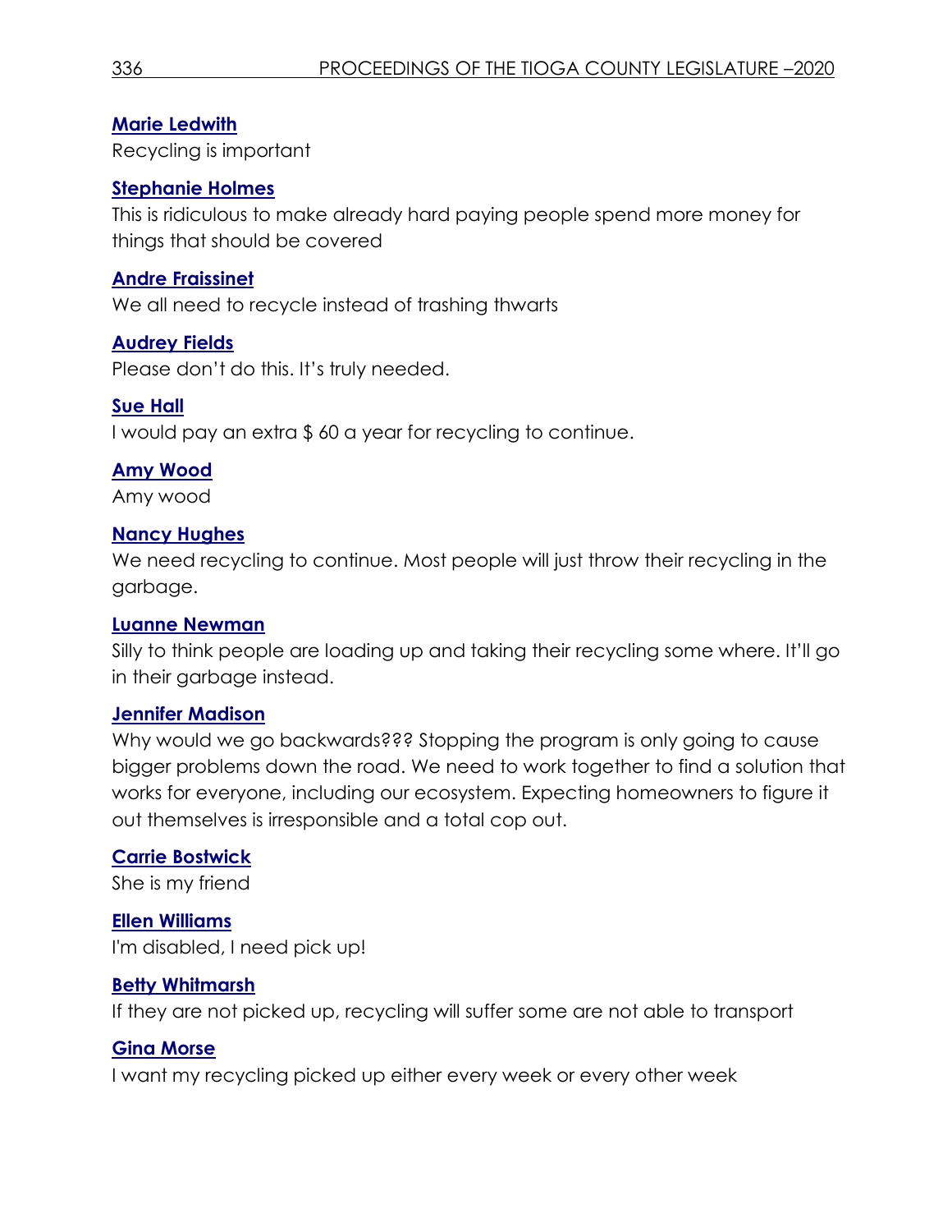**Marie Ledwith**
Recycling is important

**Stephanie Holmes**
This is ridiculous to make already hard paying people spend more money for things that should be covered

**Andre Fraissinet**
We all need to recycle instead of trashing thwarts

**Audrey Fields**
Please don't do this. It's truly needed.

**Sue Hall**
I would pay an extra $ 60 a year for recycling to continue.

**Amy Wood**
Amy wood

**Nancy Hughes**
We need recycling to continue. Most people will just throw their recycling in the garbage.

**Luanne Newman**
Silly to think people are loading up and taking their recycling some where. It'll go in their garbage instead.

**Jennifer Madison**
Why would we go backwards??? Stopping the program is only going to cause bigger problems down the road. We need to work together to find a solution that works for everyone, including our ecosystem. Expecting homeowners to figure it out themselves is irresponsible and a total cop out.

**Carrie Bostwick**
She is my friend

**Ellen Williams**
I'm disabled, I need pick up!

**Betty Whitmarsh**
If they are not picked up, recycling will suffer some are not able to transport

**Gina Morse**
I want my recycling picked up either every week or every other week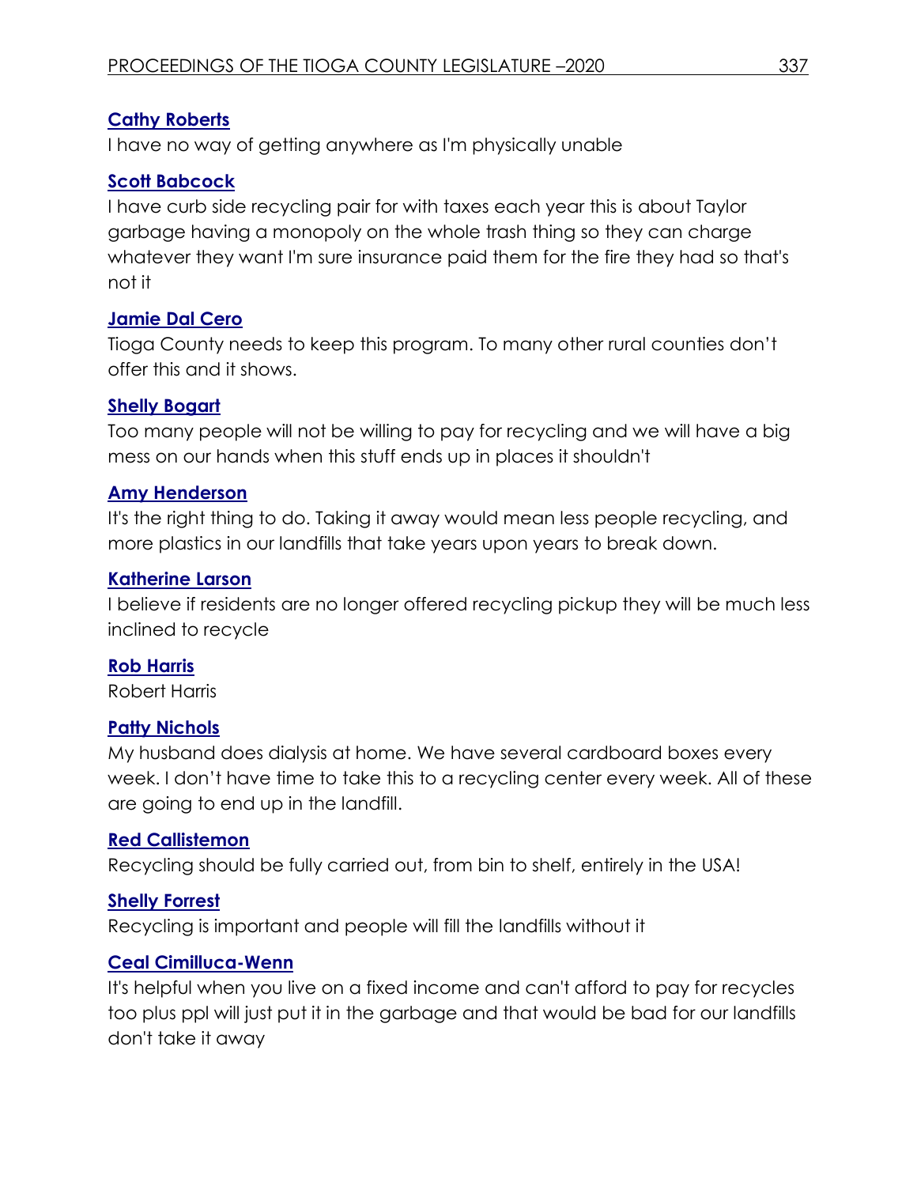**Cathy Roberts**

I have no way of getting anywhere as I'm physically unable

**Scott Babcock**

I have curb side recycling pair for with taxes each year this is about Taylor garbage having a monopoly on the whole trash thing so they can charge whatever they want I'm sure insurance paid them for the fire they had so that's not it

**Jamie Dal Cero**

Tioga County needs to keep this program. To many other rural counties don't offer this and it shows.

**Shelly Bogart**

Too many people will not be willing to pay for recycling and we will have a big mess on our hands when this stuff ends up in places it shouldn't

**Amy Henderson**

It's the right thing to do. Taking it away would mean less people recycling, and more plastics in our landfills that take years upon years to break down.

**Katherine Larson**

I believe if residents are no longer offered recycling pickup they will be much less inclined to recycle

**Rob Harris**

Robert Harris

**Patty Nichols**

My husband does dialysis at home. We have several cardboard boxes every week. I don't have time to take this to a recycling center every week. All of these are going to end up in the landfill.

**Red Callistemon**

Recycling should be fully carried out, from bin to shelf, entirely in the USA!

**Shelly Forrest**

Recycling is important and people will fill the landfills without it

**Ceal Cimilluca-Wenn**

It's helpful when you live on a fixed income and can't afford to pay for recycles too plus ppl will just put it in the garbage and that would be bad for our landfills don't take it away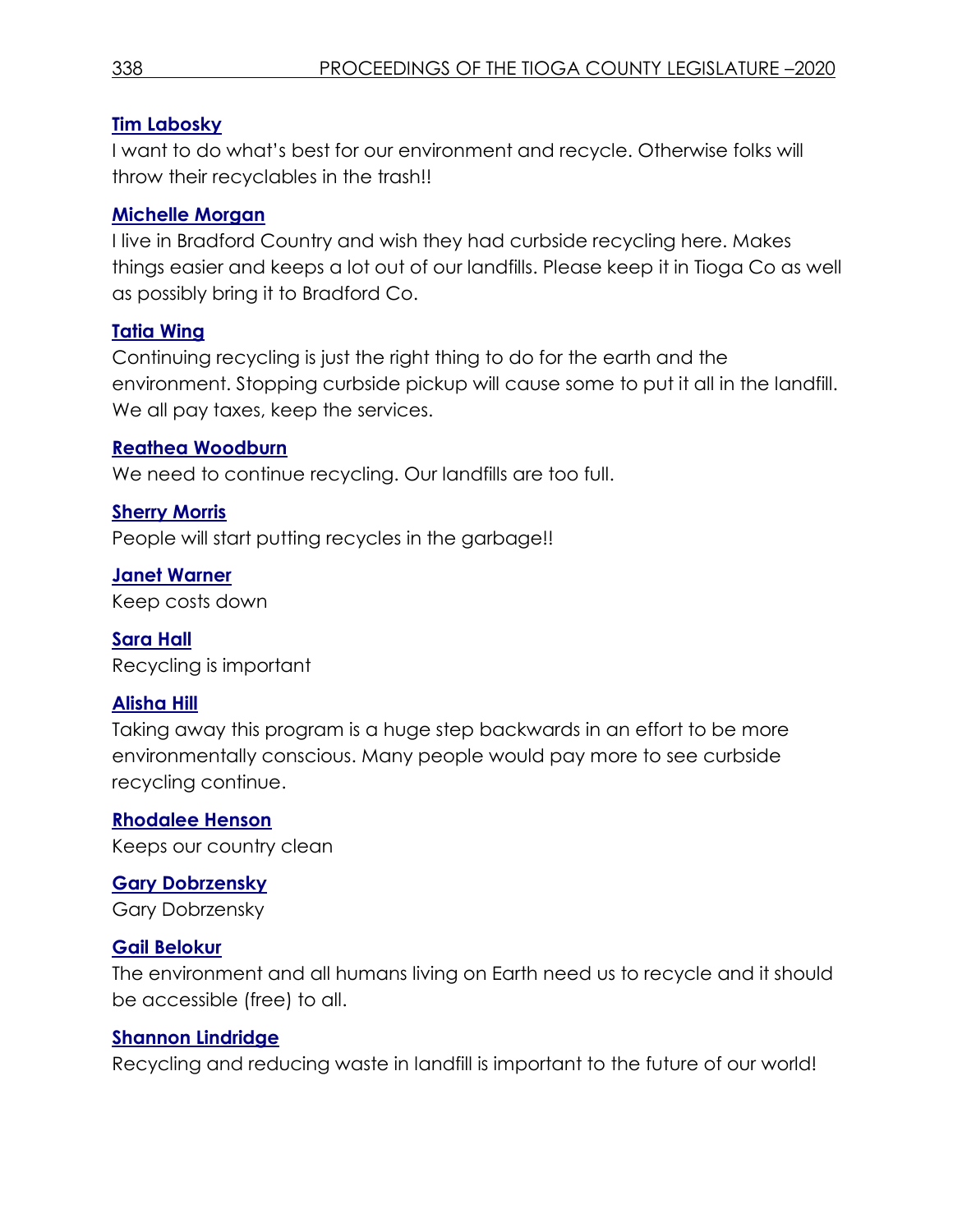**Tim Labosky**

I want to do what's best for our environment and recycle. Otherwise folks will throw their recyclables in the trash!!

**Michelle Morgan**

I live in Bradford Country and wish they had curbside recycling here. Makes things easier and keeps a lot out of our landfills. Please keep it in Tioga Co as well as possibly bring it to Bradford Co.

**Tatia Wing**

Continuing recycling is just the right thing to do for the earth and the environment. Stopping curbside pickup will cause some to put it all in the landfill. We all pay taxes, keep the services.

**Reathea Woodburn**

We need to continue recycling. Our landfills are too full.

**Sherry Morris**

People will start putting recycles in the garbage!!

**Janet Warner**

Keep costs down

**Sara Hall**

Recycling is important

**Alisha Hill**

Taking away this program is a huge step backwards in an effort to be more environmentally conscious. Many people would pay more to see curbside recycling continue.

**Rhodalee Henson**

Keeps our country clean

**Gary Dobrzensky**

Gary Dobrzensky

**Gail Belokur**

The environment and all humans living on Earth need us to recycle and it should be accessible (free) to all.

**Shannon Lindridge**

Recycling and reducing waste in landfill is important to the future of our world!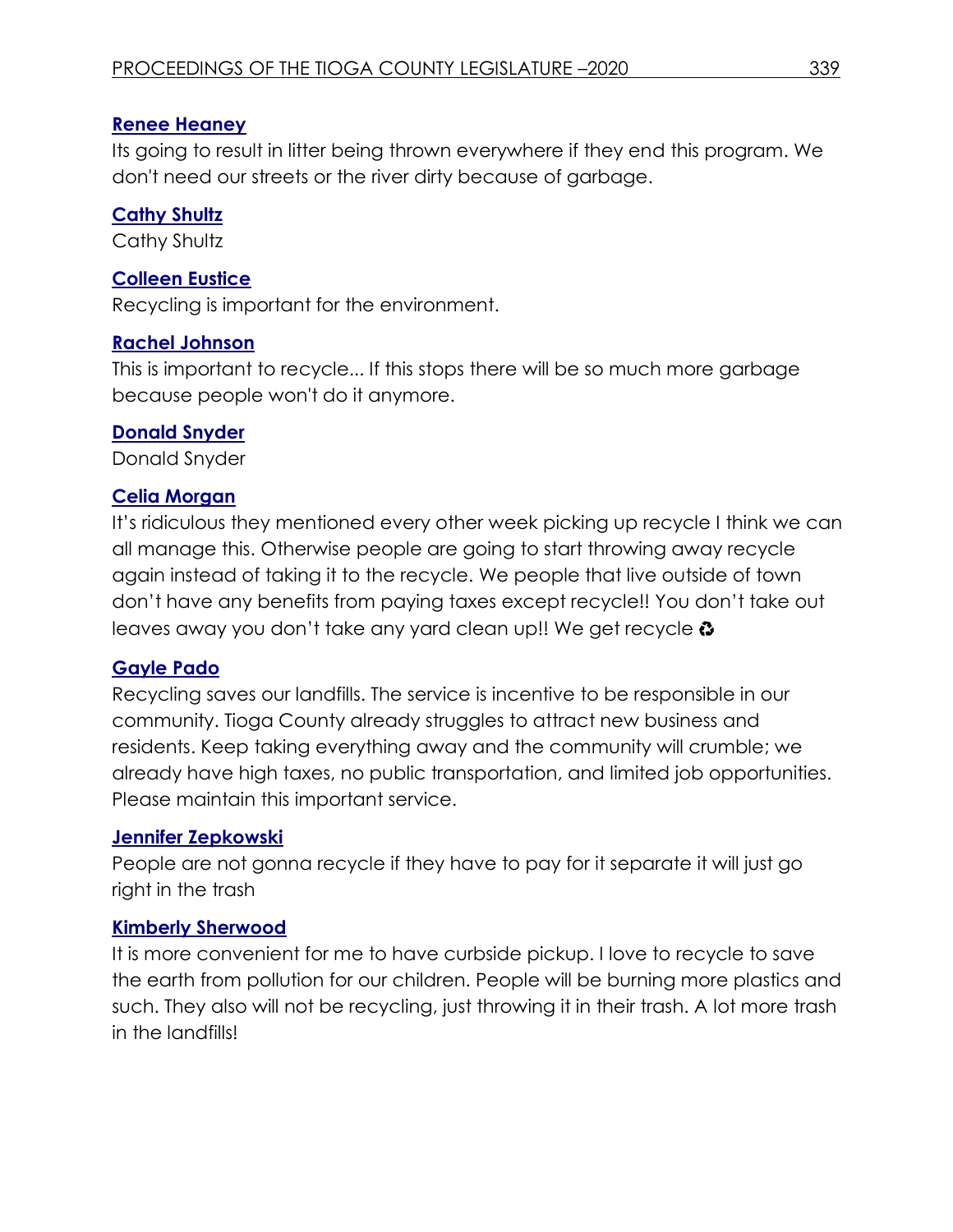**[Renee Heaney]()**

Its going to result in litter being thrown everywhere if they end this program. We don't need our streets or the river dirty because of garbage.

**[Cathy Shultz]()**

Cathy Shultz

**[Colleen Eustice]()**

Recycling is important for the environment.

**[Rachel Johnson]()**

This is important to recycle... If this stops there will be so much more garbage because people won't do it anymore.

**[Donald Snyder]()**

Donald Snyder

**[Celia Morgan]()**

It's ridiculous they mentioned every other week picking up recycle I think we can all manage this. Otherwise people are going to start throwing away recycle again instead of taking it to the recycle. We people that live outside of town don't have any benefits from paying taxes except recycle!! You don't take out leaves away you don't take any yard clean up!! We get recycle ♻

**[Gayle Pado]()**

Recycling saves our landfills. The service is incentive to be responsible in our community. Tioga County already struggles to attract new business and residents. Keep taking everything away and the community will crumble; we already have high taxes, no public transportation, and limited job opportunities. Please maintain this important service.

**[Jennifer Zepkowski]()**

People are not gonna recycle if they have to pay for it separate it will just go right in the trash

**[Kimberly Sherwood]()**

It is more convenient for me to have curbside pickup. I love to recycle to save the earth from pollution for our children. People will be burning more plastics and such. They also will not be recycling, just throwing it in their trash. A lot more trash in the landfills!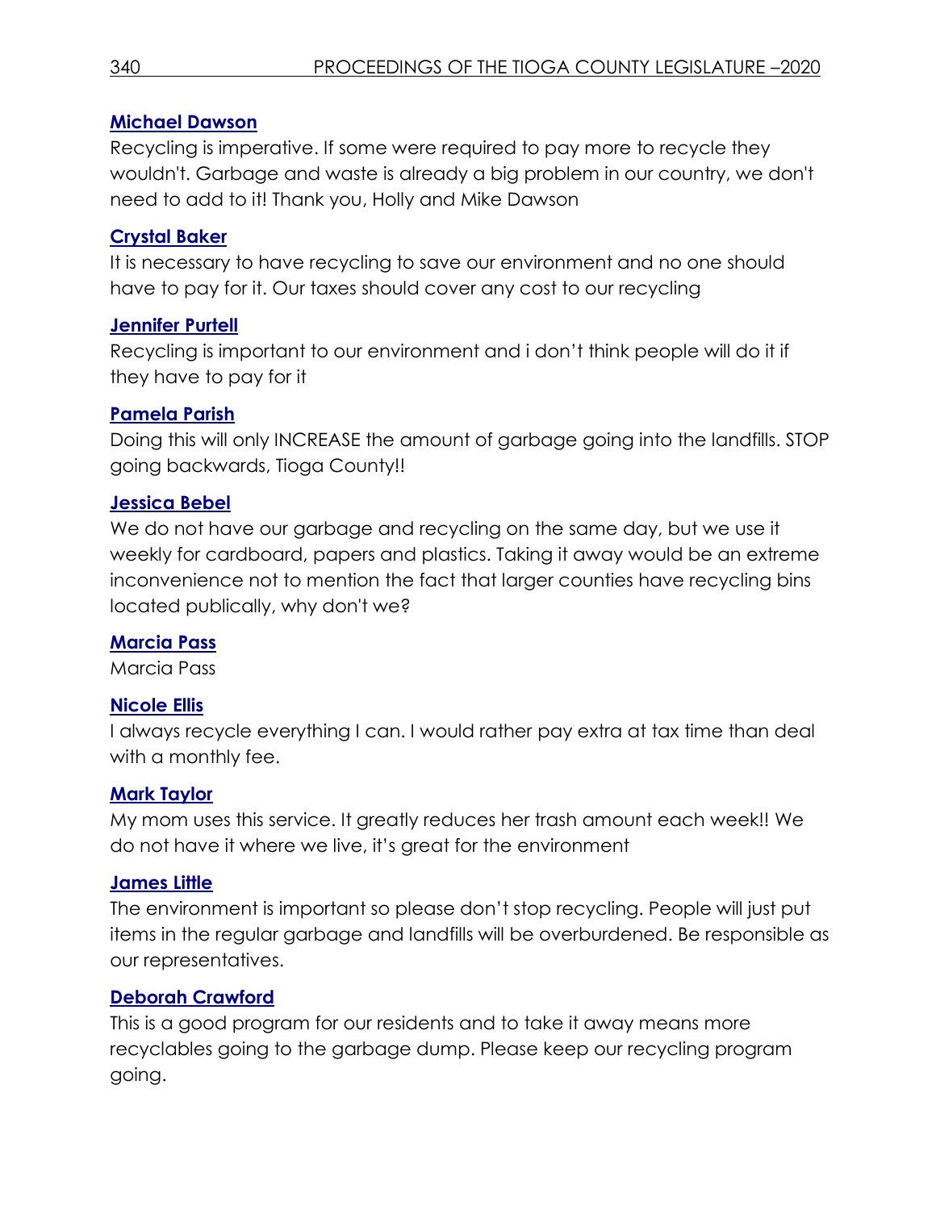**Michael Dawson**

Recycling is imperative. If some were required to pay more to recycle they wouldn't. Garbage and waste is already a big problem in our country, we don't need to add to it! Thank you, Holly and Mike Dawson

**Crystal Baker**

It is necessary to have recycling to save our environment and no one should have to pay for it. Our taxes should cover any cost to our recycling

**Jennifer Purtell**

Recycling is important to our environment and i don't think people will do it if they have to pay for it

**Pamela Parish**

Doing this will only INCREASE the amount of garbage going into the landfills. STOP going backwards, Tioga County!!

**Jessica Bebel**

We do not have our garbage and recycling on the same day, but we use it weekly for cardboard, papers and plastics. Taking it away would be an extreme inconvenience not to mention the fact that larger counties have recycling bins located publically, why don't we?

**Marcia Pass**

Marcia Pass

**Nicole Ellis**

I always recycle everything I can. I would rather pay extra at tax time than deal with a monthly fee.

**Mark Taylor**

My mom uses this service. It greatly reduces her trash amount each week!! We do not have it where we live, it's great for the environment

**James Little**

The environment is important so please don't stop recycling. People will just put items in the regular garbage and landfills will be overburdened. Be responsible as our representatives.

**Deborah Crawford**

This is a good program for our residents and to take it away means more recyclables going to the garbage dump. Please keep our recycling program going.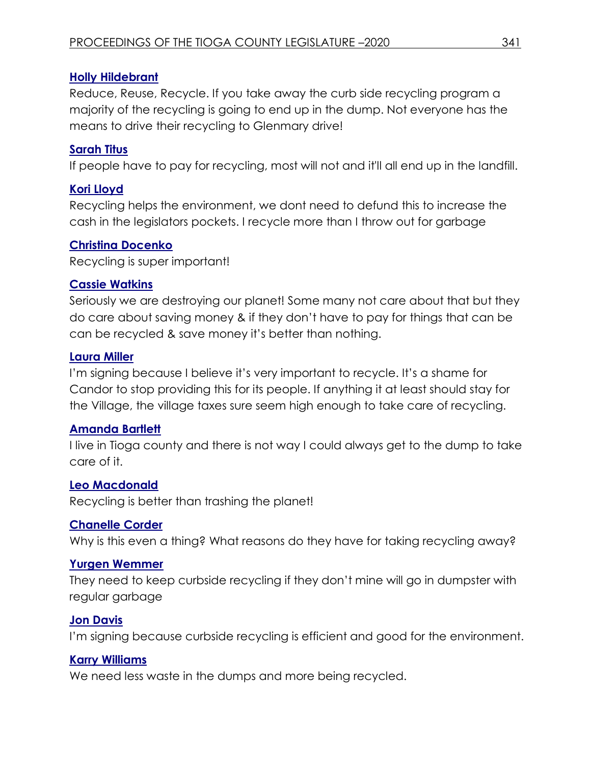**Holly Hildebrant**

Reduce, Reuse, Recycle. If you take away the curb side recycling program a majority of the recycling is going to end up in the dump. Not everyone has the means to drive their recycling to Glenmary drive!

**Sarah Titus**

If people have to pay for recycling, most will not and it'll all end up in the landfill.

**Kori Lloyd**

Recycling helps the environment, we dont need to defund this to increase the cash in the legislators pockets. I recycle more than I throw out for garbage

**Christina Docenko**

Recycling is super important!

**Cassie Watkins**

Seriously we are destroying our planet! Some many not care about that but they do care about saving money & if they don't have to pay for things that can be can be recycled & save money it's better than nothing.

**Laura Miller**

I'm signing because I believe it's very important to recycle. It's a shame for Candor to stop providing this for its people. If anything it at least should stay for the Village, the village taxes sure seem high enough to take care of recycling.

**Amanda Bartlett**

I live in Tioga county and there is not way I could always get to the dump to take care of it.

**Leo Macdonald**

Recycling is better than trashing the planet!

**Chanelle Corder**

Why is this even a thing? What reasons do they have for taking recycling away?

**Yurgen Wemmer**

They need to keep curbside recycling if they don't mine will go in dumpster with regular garbage

**Jon Davis**

I'm signing because curbside recycling is efficient and good for the environment.

**Karry Williams**

We need less waste in the dumps and more being recycled.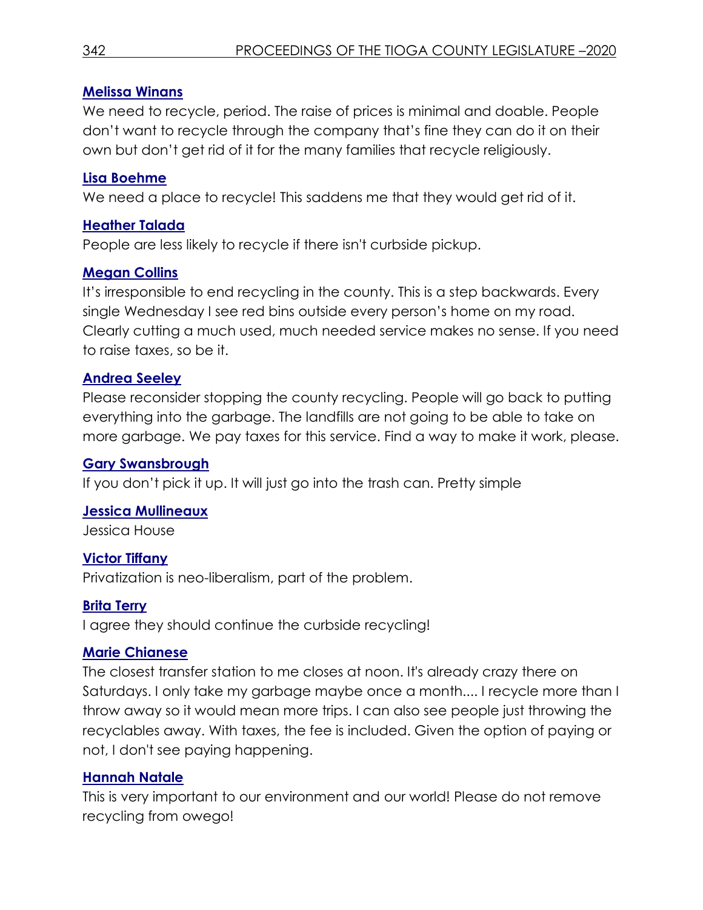**Melissa Winans**

We need to recycle, period. The raise of prices is minimal and doable. People don't want to recycle through the company that's fine they can do it on their own but don't get rid of it for the many families that recycle religiously.

**Lisa Boehme**

We need a place to recycle! This saddens me that they would get rid of it.

**Heather Talada**

People are less likely to recycle if there isn't curbside pickup.

**Megan Collins**

It's irresponsible to end recycling in the county. This is a step backwards. Every single Wednesday I see red bins outside every person's home on my road. Clearly cutting a much used, much needed service makes no sense. If you need to raise taxes, so be it.

**Andrea Seeley**

Please reconsider stopping the county recycling. People will go back to putting everything into the garbage. The landfills are not going to be able to take on more garbage. We pay taxes for this service. Find a way to make it work, please.

**Gary Swansbrough**

If you don't pick it up. It will just go into the trash can. Pretty simple

**Jessica Mullineaux**

Jessica House

**Victor Tiffany**

Privatization is neo-liberalism, part of the problem.

**Brita Terry**

I agree they should continue the curbside recycling!

**Marie Chianese**

The closest transfer station to me closes at noon. It's already crazy there on Saturdays. I only take my garbage maybe once a month.... I recycle more than I throw away so it would mean more trips. I can also see people just throwing the recyclables away. With taxes, the fee is included. Given the option of paying or not, I don't see paying happening.

**Hannah Natale**

This is very important to our environment and our world! Please do not remove recycling from owego!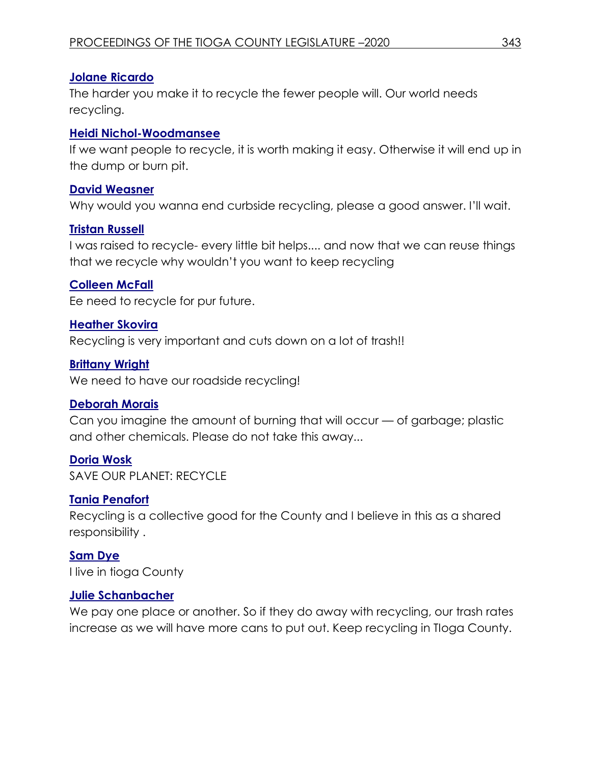**Jolane Ricardo**

The harder you make it to recycle the fewer people will. Our world needs recycling.

**Heidi Nichol-Woodmansee**

If we want people to recycle, it is worth making it easy. Otherwise it will end up in the dump or burn pit.

**David Weasner**

Why would you wanna end curbside recycling, please a good answer. I'll wait.

**Tristan Russell**

I was raised to recycle- every little bit helps.... and now that we can reuse things that we recycle why wouldn't you want to keep recycling

**Colleen McFall**

Ee need to recycle for pur future.

**Heather Skovira**

Recycling is very important and cuts down on a lot of trash!!

**Brittany Wright**

We need to have our roadside recycling!

**Deborah Morais**

Can you imagine the amount of burning that will occur — of garbage; plastic and other chemicals. Please do not take this away...

**Doria Wosk**

SAVE OUR PLANET: RECYCLE

**Tania Penafort**

Recycling is a collective good for the County and I believe in this as a shared responsibility .

**Sam Dye**

I live in tioga County

**Julie Schanbacher**

We pay one place or another. So if they do away with recycling, our trash rates increase as we will have more cans to put out. Keep recycling in TIoga County.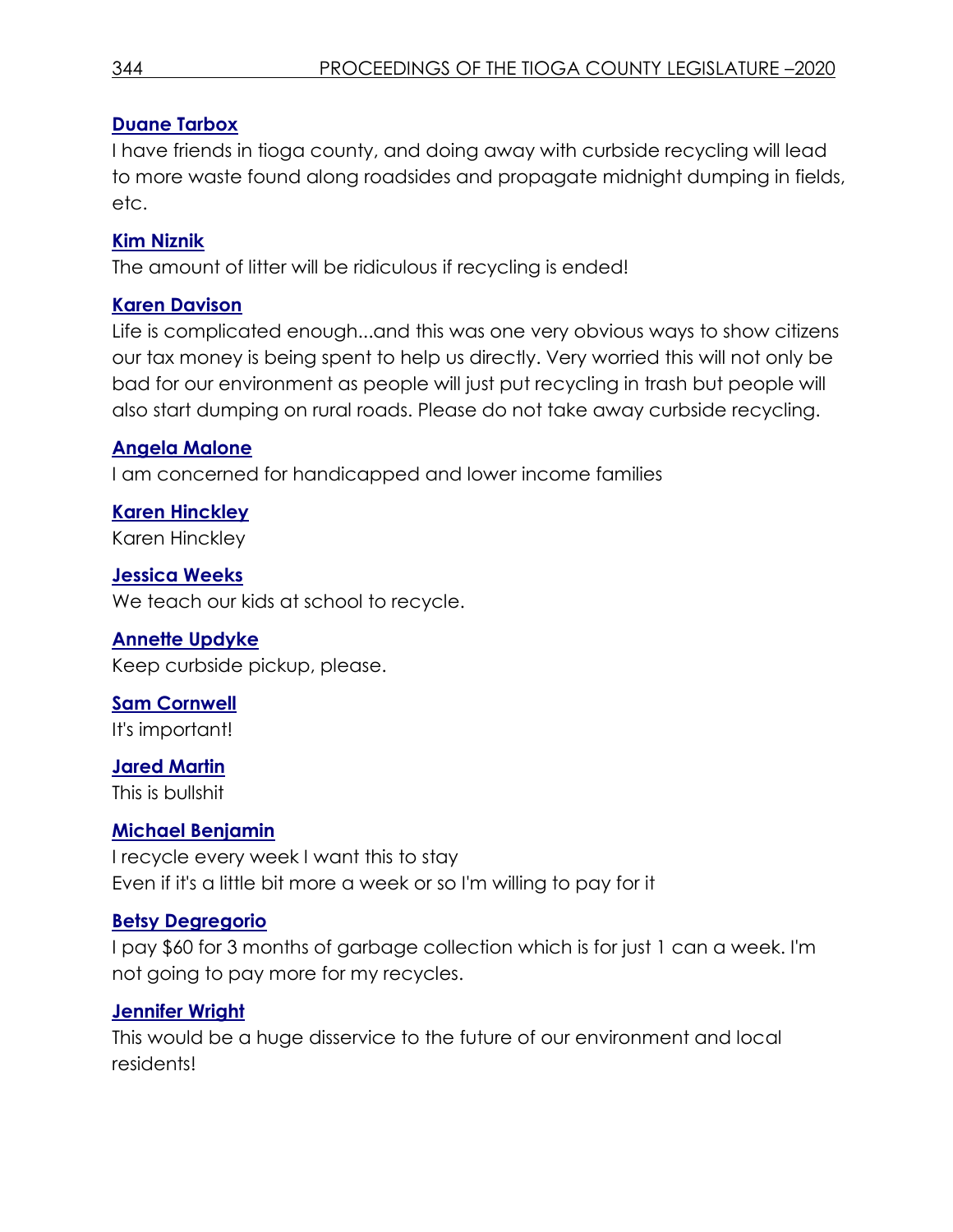**Duane Tarbox**

I have friends in tioga county, and doing away with curbside recycling will lead to more waste found along roadsides and propagate midnight dumping in fields, etc.

**Kim Niznik**

The amount of litter will be ridiculous if recycling is ended!

**Karen Davison**

Life is complicated enough...and this was one very obvious ways to show citizens our tax money is being spent to help us directly. Very worried this will not only be bad for our environment as people will just put recycling in trash but people will also start dumping on rural roads. Please do not take away curbside recycling.

**Angela Malone**

I am concerned for handicapped and lower income families

**Karen Hinckley**

Karen Hinckley

**Jessica Weeks**

We teach our kids at school to recycle.

**Annette Updyke**

Keep curbside pickup, please.

**Sam Cornwell**

It's important!

**Jared Martin**

This is bullshit

**Michael Benjamin**

I recycle every week I want this to stay
Even if it's a little bit more a week or so I'm willing to pay for it

**Betsy Degregorio**

I pay $60 for 3 months of garbage collection which is for just 1 can a week. I'm not going to pay more for my recycles.

**Jennifer Wright**

This would be a huge disservice to the future of our environment and local residents!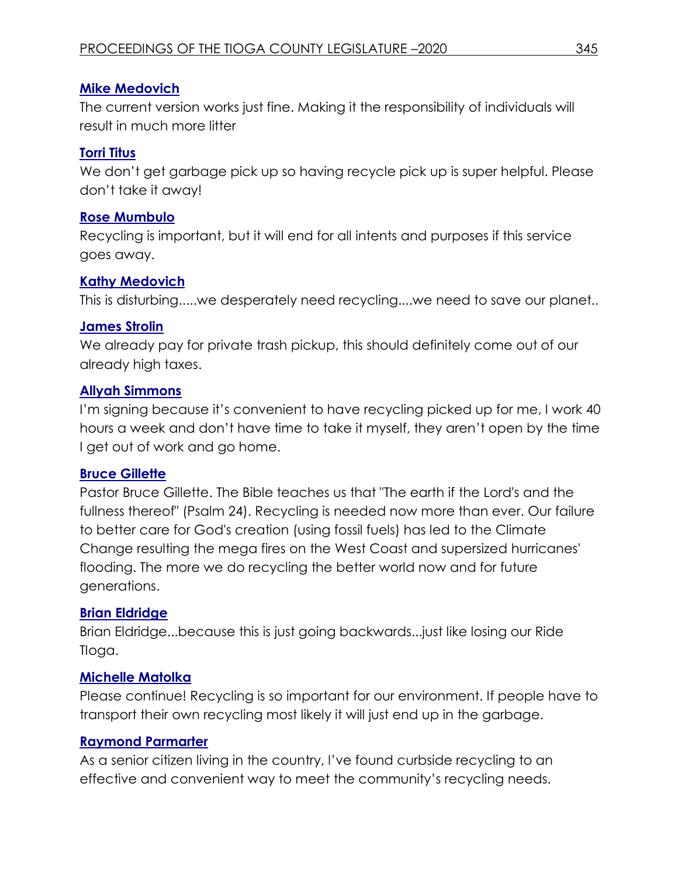[**Mike Medovich**]()

The current version works just fine. Making it the responsibility of individuals will result in much more litter

[**Torri Titus**]()

We don't get garbage pick up so having recycle pick up is super helpful. Please don't take it away!

[**Rose Mumbulo**]()

Recycling is important, but it will end for all intents and purposes if this service goes away.

[**Kathy Medovich**]()

This is disturbing.....we desperately need recycling....we need to save our planet..

[**James Strolin**]()

We already pay for private trash pickup, this should definitely come out of our already high taxes.

[**Allyah Simmons**]()

I'm signing because it's convenient to have recycling picked up for me, I work 40 hours a week and don't have time to take it myself, they aren't open by the time I get out of work and go home.

[**Bruce Gillette**]()

Pastor Bruce Gillette. The Bible teaches us that "The earth if the Lord's and the fullness thereof" (Psalm 24). Recycling is needed now more than ever. Our failure to better care for God's creation (using fossil fuels) has led to the Climate Change resulting the mega fires on the West Coast and supersized hurricanes' flooding. The more we do recycling the better world now and for future generations.

[**Brian Eldridge**]()

Brian Eldridge...because this is just going backwards...just like losing our Ride TIoga.

[**Michelle Matolka**]()

Please continue! Recycling is so important for our environment. If people have to transport their own recycling most likely it will just end up in the garbage.

[**Raymond Parmarter**]()

As a senior citizen living in the country, I've found curbside recycling to an effective and convenient way to meet the community's recycling needs.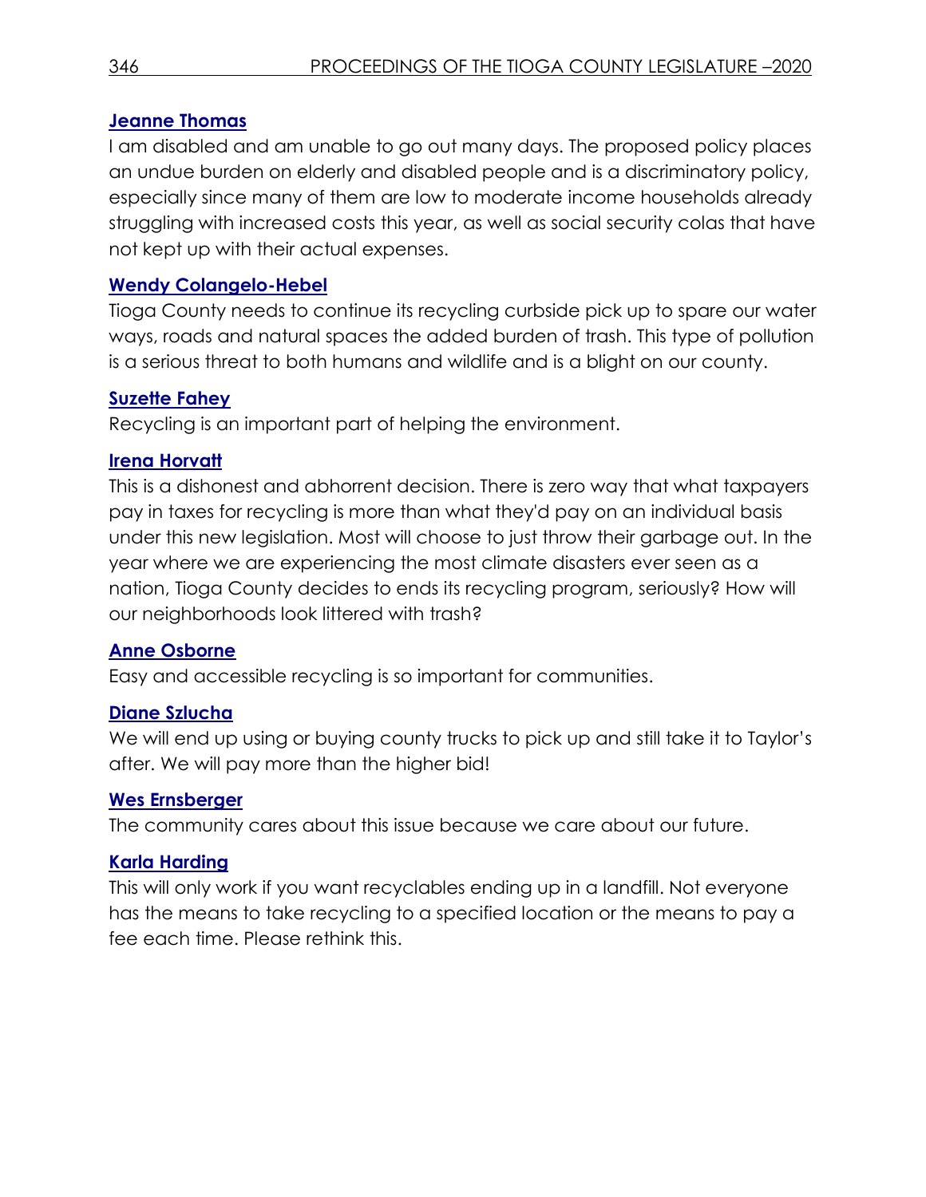**Jeanne Thomas**

I am disabled and am unable to go out many days. The proposed policy places an undue burden on elderly and disabled people and is a discriminatory policy, especially since many of them are low to moderate income households already struggling with increased costs this year, as well as social security colas that have not kept up with their actual expenses.

**Wendy Colangelo-Hebel**

Tioga County needs to continue its recycling curbside pick up to spare our water ways, roads and natural spaces the added burden of trash. This type of pollution is a serious threat to both humans and wildlife and is a blight on our county.

**Suzette Fahey**

Recycling is an important part of helping the environment.

**Irena Horvatt**

This is a dishonest and abhorrent decision. There is zero way that what taxpayers pay in taxes for recycling is more than what they'd pay on an individual basis under this new legislation. Most will choose to just throw their garbage out. In the year where we are experiencing the most climate disasters ever seen as a nation, Tioga County decides to ends its recycling program, seriously? How will our neighborhoods look littered with trash?

**Anne Osborne**

Easy and accessible recycling is so important for communities.

**Diane Szlucha**

We will end up using or buying county trucks to pick up and still take it to Taylor's after. We will pay more than the higher bid!

**Wes Ernsberger**

The community cares about this issue because we care about our future.

**Karla Harding**

This will only work if you want recyclables ending up in a landfill. Not everyone has the means to take recycling to a specified location or the means to pay a fee each time. Please rethink this.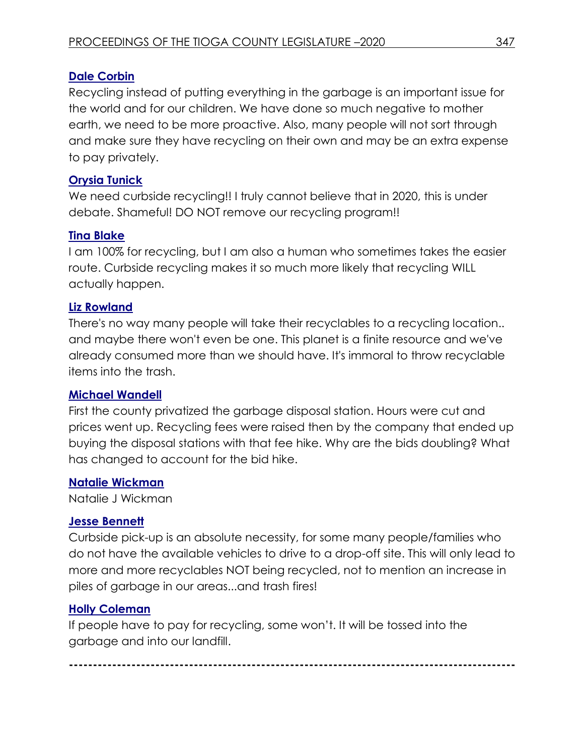**Dale Corbin**

Recycling instead of putting everything in the garbage is an important issue for the world and for our children. We have done so much negative to mother earth, we need to be more proactive. Also, many people will not sort through and make sure they have recycling on their own and may be an extra expense to pay privately.

**Orysia Tunick**

We need curbside recycling!! I truly cannot believe that in 2020, this is under debate. Shameful! DO NOT remove our recycling program!!

**Tina Blake**

I am 100% for recycling, but I am also a human who sometimes takes the easier route. Curbside recycling makes it so much more likely that recycling WILL actually happen.

**Liz Rowland**

There's no way many people will take their recyclables to a recycling location.. and maybe there won't even be one. This planet is a finite resource and we've already consumed more than we should have. It's immoral to throw recyclable items into the trash.

**Michael Wandell**

First the county privatized the garbage disposal station. Hours were cut and prices went up. Recycling fees were raised then by the company that ended up buying the disposal stations with that fee hike. Why are the bids doubling? What has changed to account for the bid hike.

**Natalie Wickman**

Natalie J Wickman

**Jesse Bennett**

Curbside pick-up is an absolute necessity, for some many people/families who do not have the available vehicles to drive to a drop-off site. This will only lead to more and more recyclables NOT being recycled, not to mention an increase in piles of garbage in our areas...and trash fires!

**Holly Coleman**

If people have to pay for recycling, some won't. It will be tossed into the garbage and into our landfill.

---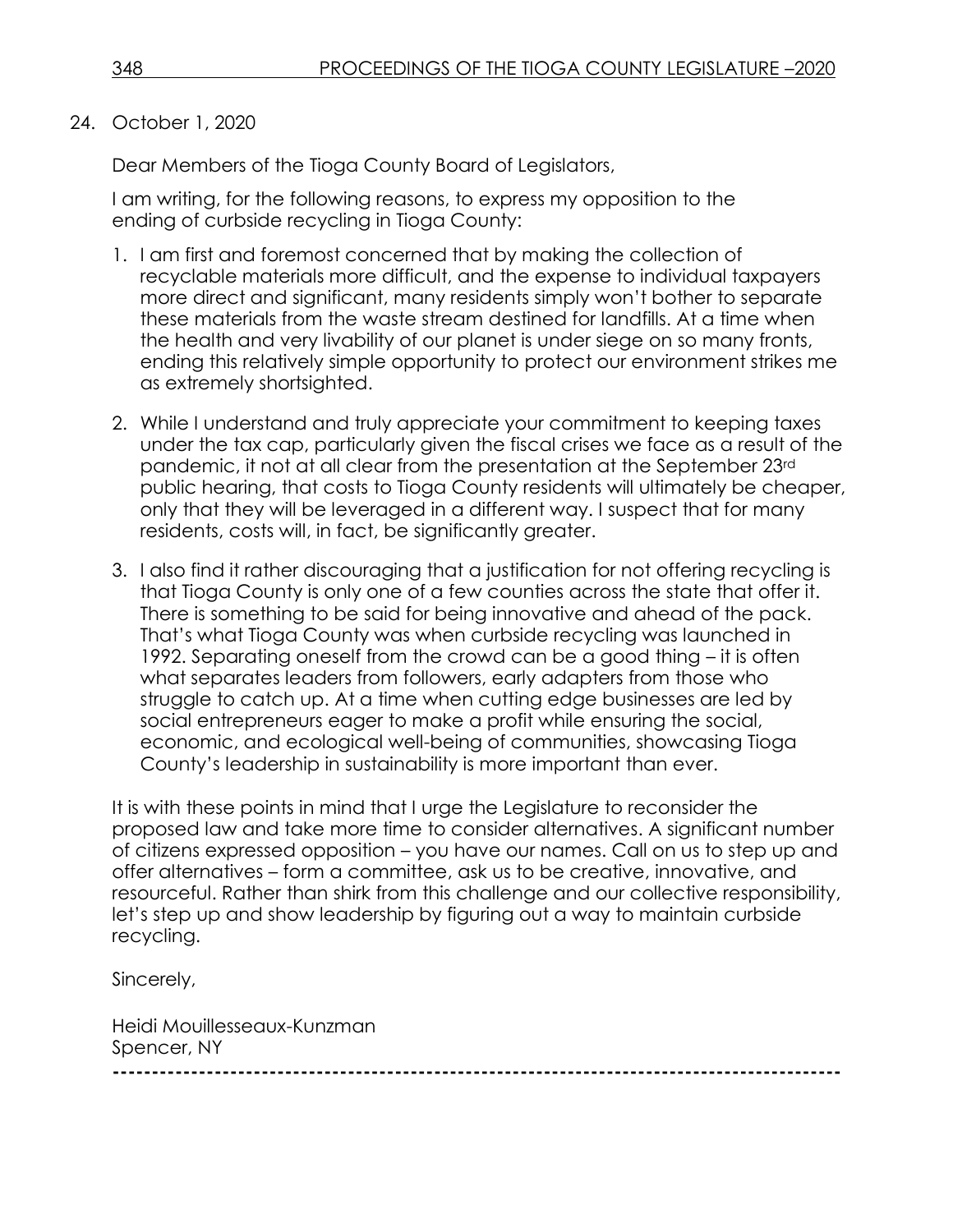24. October 1, 2020

Dear Members of the Tioga County Board of Legislators,

I am writing, for the following reasons, to express my opposition to the ending of curbside recycling in Tioga County:

1. I am first and foremost concerned that by making the collection of recyclable materials more difficult, and the expense to individual taxpayers more direct and significant, many residents simply won't bother to separate these materials from the waste stream destined for landfills. At a time when the health and very livability of our planet is under siege on so many fronts, ending this relatively simple opportunity to protect our environment strikes me as extremely shortsighted.

2. While I understand and truly appreciate your commitment to keeping taxes under the tax cap, particularly given the fiscal crises we face as a result of the pandemic, it not at all clear from the presentation at the September 23rd public hearing, that costs to Tioga County residents will ultimately be cheaper, only that they will be leveraged in a different way. I suspect that for many residents, costs will, in fact, be significantly greater.

3. I also find it rather discouraging that a justification for not offering recycling is that Tioga County is only one of a few counties across the state that offer it. There is something to be said for being innovative and ahead of the pack. That's what Tioga County was when curbside recycling was launched in 1992. Separating oneself from the crowd can be a good thing – it is often what separates leaders from followers, early adapters from those who struggle to catch up. At a time when cutting edge businesses are led by social entrepreneurs eager to make a profit while ensuring the social, economic, and ecological well-being of communities, showcasing Tioga County's leadership in sustainability is more important than ever.

It is with these points in mind that I urge the Legislature to reconsider the proposed law and take more time to consider alternatives. A significant number of citizens expressed opposition – you have our names. Call on us to step up and offer alternatives – form a committee, ask us to be creative, innovative, and resourceful. Rather than shirk from this challenge and our collective responsibility, let's step up and show leadership by figuring out a way to maintain curbside recycling.

Sincerely,

Heidi Mouillesseaux-Kunzman
Spencer, NY

---